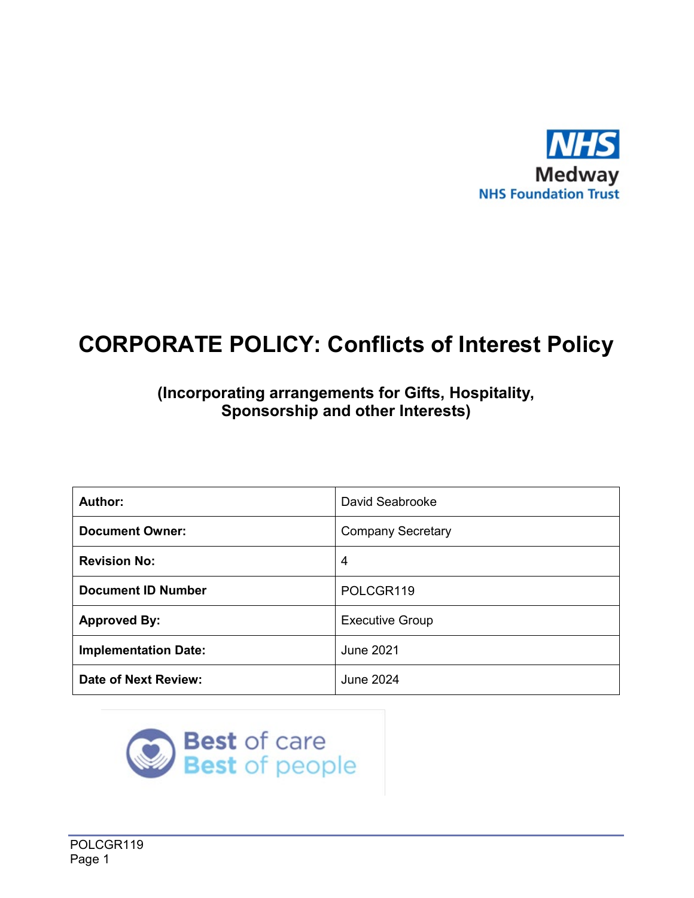NHS
Medway
NHS Foundation Trust

# CORPORATE POLICY: Conflicts of Interest Policy

## (Incorporating arrangements for Gifts, Hospitality, Sponsorship and other Interests)

| | |
|---|---|
| **Author:** | David Seabrooke |
| **Document Owner:** | Company Secretary |
| **Revision No:** | 4 |
| **Document ID Number** | POLCGR119 |
| **Approved By:** | Executive Group |
| **Implementation Date:** | June 2021 |
| **Date of Next Review:** | June 2024 |

Best of care
Best of people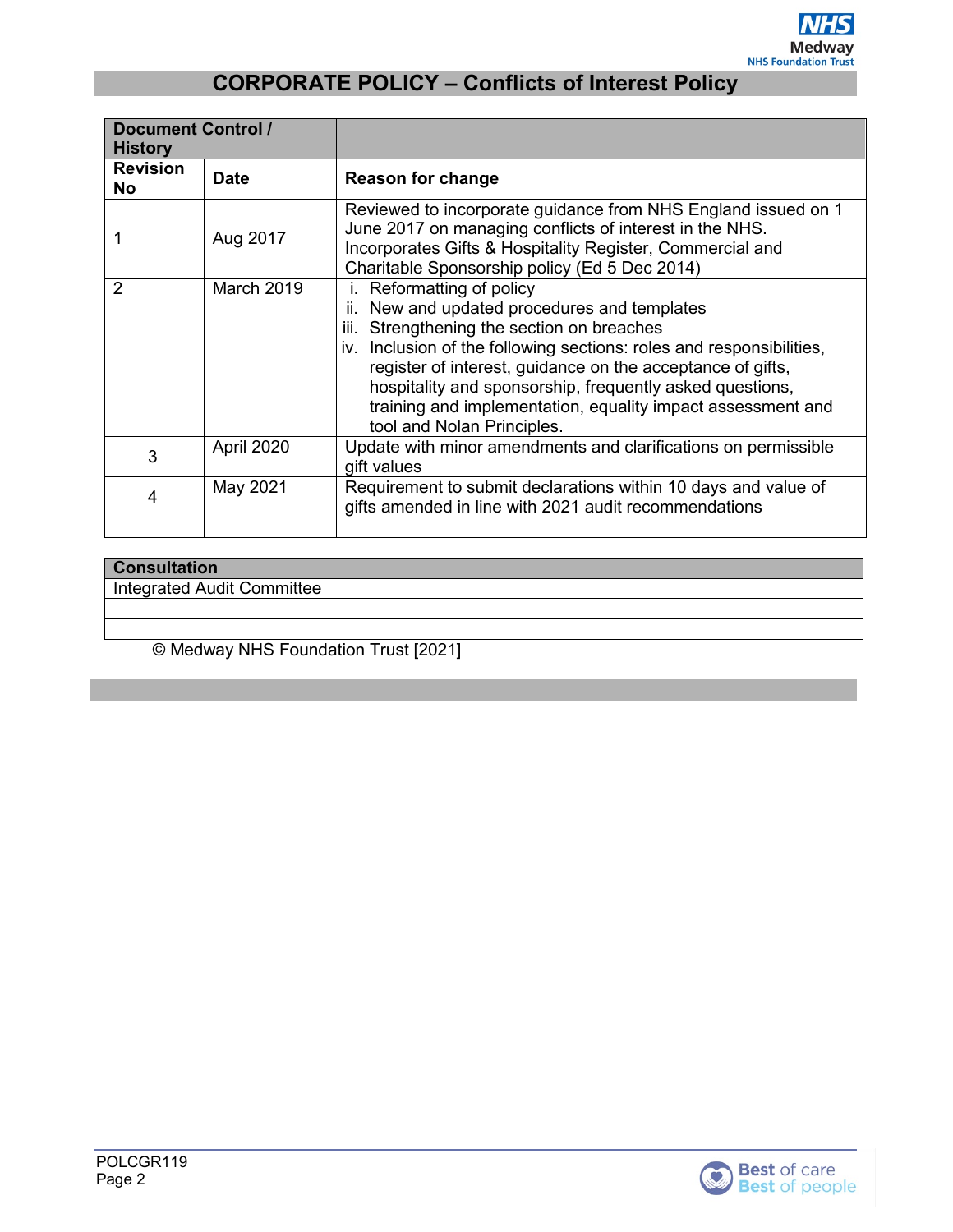## CORPORATE POLICY – Conflicts of Interest Policy

| Document Control / History | | |
|---|---|---|
| **Revision No** | **Date** | **Reason for change** |
| 1 | Aug 2017 | Reviewed to incorporate guidance from NHS England issued on 1 June 2017 on managing conflicts of interest in the NHS. Incorporates Gifts & Hospitality Register, Commercial and Charitable Sponsorship policy (Ed 5 Dec 2014) |
| 2 | March 2019 | i. Reformatting of policy<br>ii. New and updated procedures and templates<br>iii. Strengthening the section on breaches<br>iv. Inclusion of the following sections: roles and responsibilities, register of interest, guidance on the acceptance of gifts, hospitality and sponsorship, frequently asked questions, training and implementation, equality impact assessment and tool and Nolan Principles. |
| 3 | April 2020 | Update with minor amendments and clarifications on permissible gift values |
| 4 | May 2021 | Requirement to submit declarations within 10 days and value of gifts amended in line with 2021 audit recommendations |
| | | |

| Consultation |
|---|
| Integrated Audit Committee |
| |
| |

© Medway NHS Foundation Trust [2021]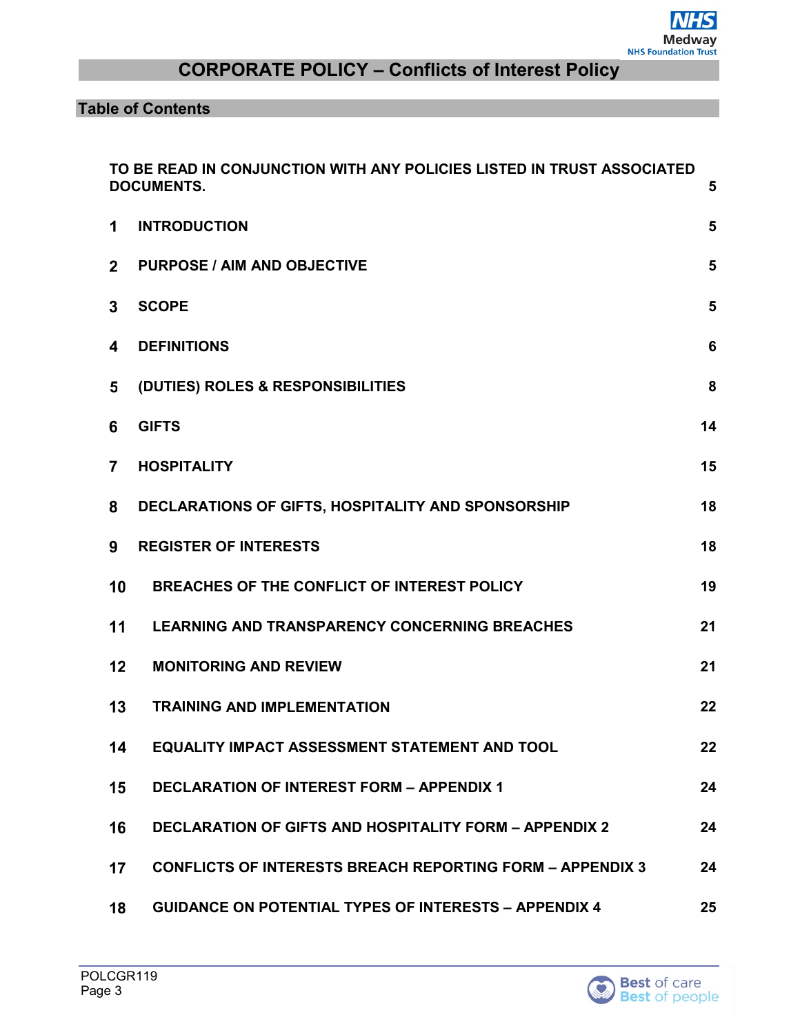# CORPORATE POLICY – Conflicts of Interest Policy

## Table of Contents

| | | |
|---|---|---|
| | TO BE READ IN CONJUNCTION WITH ANY POLICIES LISTED IN TRUST ASSOCIATED DOCUMENTS. | 5 |
| 1 | INTRODUCTION | 5 |
| 2 | PURPOSE / AIM AND OBJECTIVE | 5 |
| 3 | SCOPE | 5 |
| 4 | DEFINITIONS | 6 |
| 5 | (DUTIES) ROLES & RESPONSIBILITIES | 8 |
| 6 | GIFTS | 14 |
| 7 | HOSPITALITY | 15 |
| 8 | DECLARATIONS OF GIFTS, HOSPITALITY AND SPONSORSHIP | 18 |
| 9 | REGISTER OF INTERESTS | 18 |
| 10 | BREACHES OF THE CONFLICT OF INTEREST POLICY | 19 |
| 11 | LEARNING AND TRANSPARENCY CONCERNING BREACHES | 21 |
| 12 | MONITORING AND REVIEW | 21 |
| 13 | TRAINING AND IMPLEMENTATION | 22 |
| 14 | EQUALITY IMPACT ASSESSMENT STATEMENT AND TOOL | 22 |
| 15 | DECLARATION OF INTEREST FORM – APPENDIX 1 | 24 |
| 16 | DECLARATION OF GIFTS AND HOSPITALITY FORM – APPENDIX 2 | 24 |
| 17 | CONFLICTS OF INTERESTS BREACH REPORTING FORM – APPENDIX 3 | 24 |
| 18 | GUIDANCE ON POTENTIAL TYPES OF INTERESTS – APPENDIX 4 | 25 |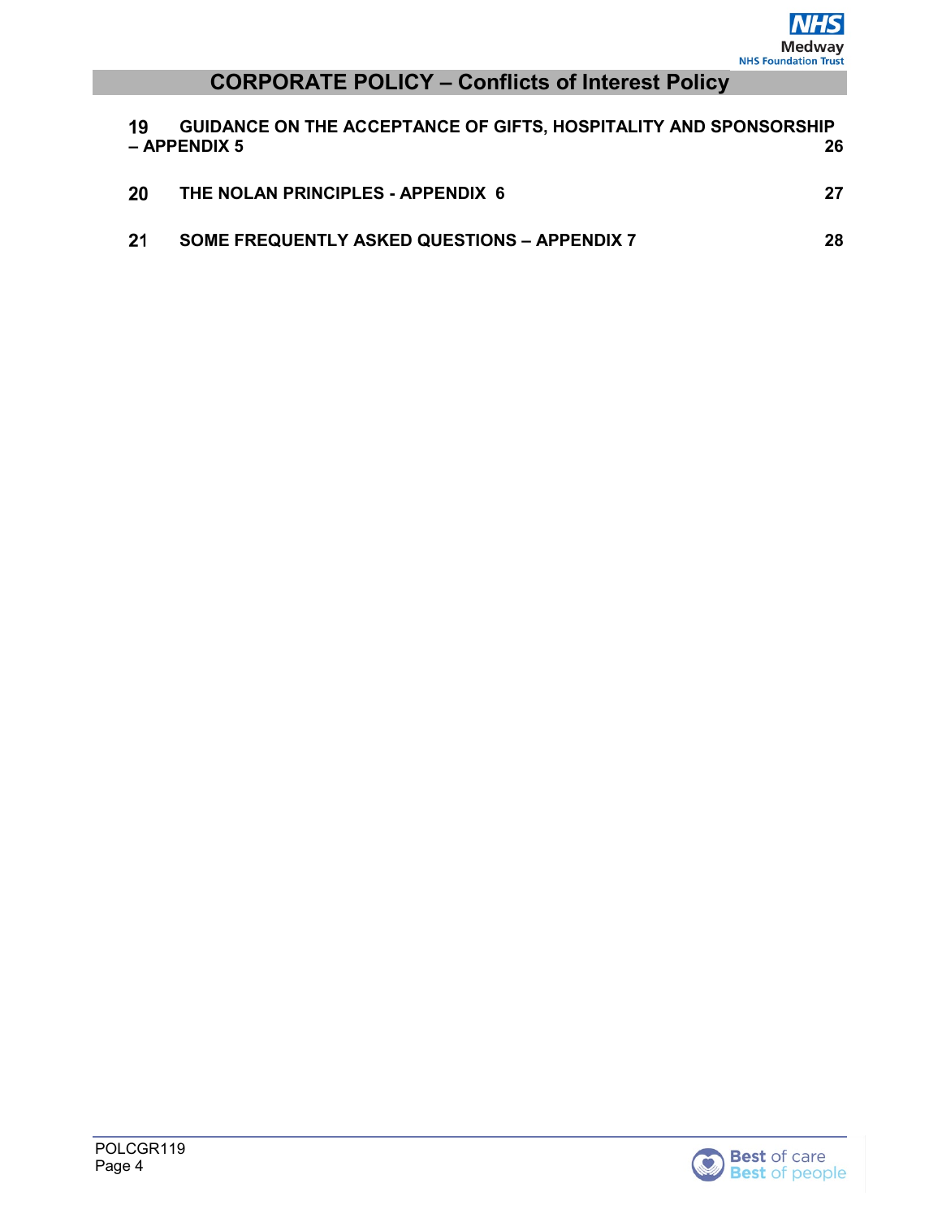| | | |
|---|---|---|
| **19** | **GUIDANCE ON THE ACCEPTANCE OF GIFTS, HOSPITALITY AND SPONSORSHIP – APPENDIX 5** | **26** |
| **20** | **THE NOLAN PRINCIPLES - APPENDIX 6** | **27** |
| **21** | **SOME FREQUENTLY ASKED QUESTIONS – APPENDIX 7** | **28** |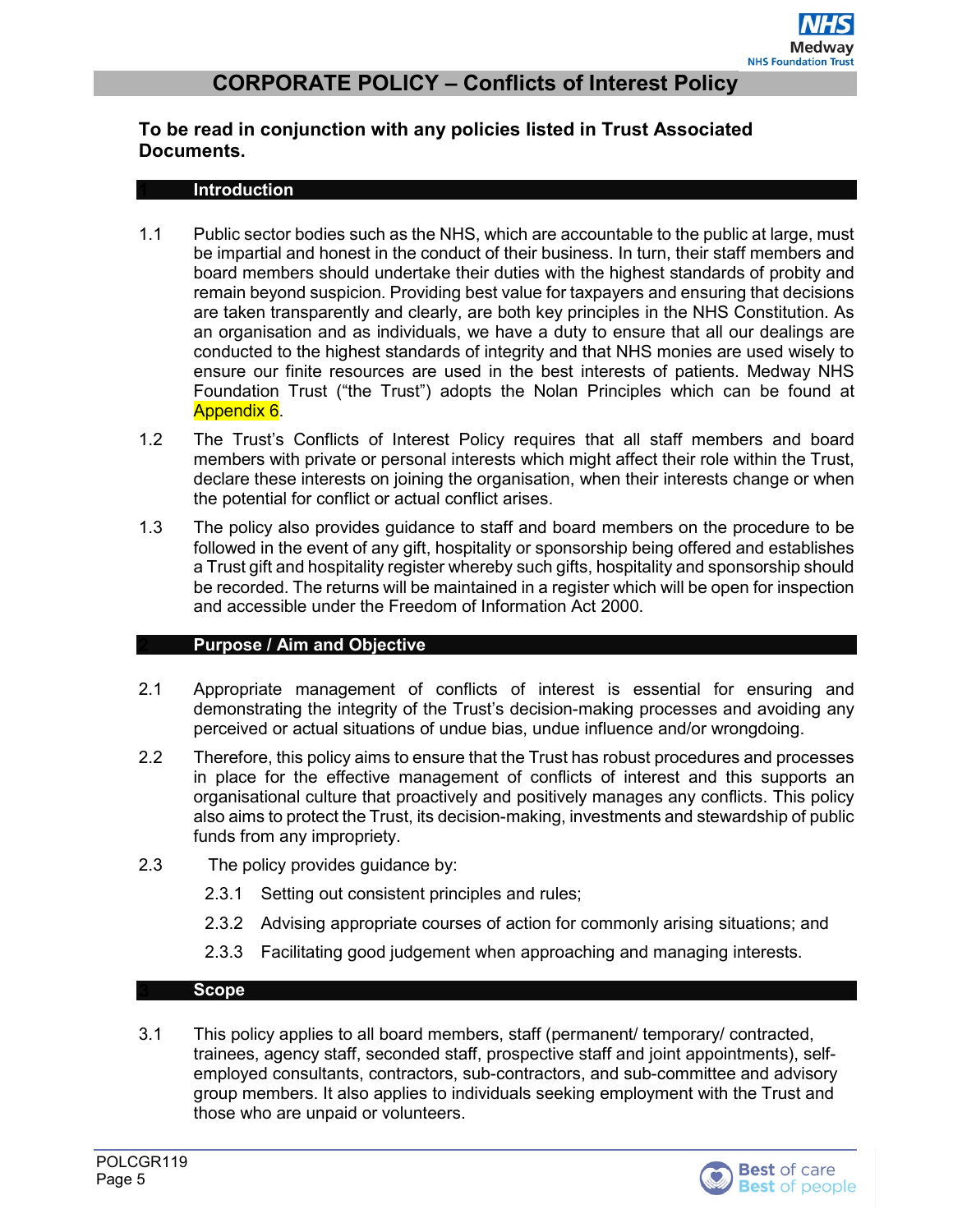# CORPORATE POLICY – Conflicts of Interest Policy

**To be read in conjunction with any policies listed in Trust Associated Documents.**

## 1 Introduction

1.1 Public sector bodies such as the NHS, which are accountable to the public at large, must be impartial and honest in the conduct of their business. In turn, their staff members and board members should undertake their duties with the highest standards of probity and remain beyond suspicion. Providing best value for taxpayers and ensuring that decisions are taken transparently and clearly, are both key principles in the NHS Constitution. As an organisation and as individuals, we have a duty to ensure that all our dealings are conducted to the highest standards of integrity and that NHS monies are used wisely to ensure our finite resources are used in the best interests of patients. Medway NHS Foundation Trust ("the Trust") adopts the Nolan Principles which can be found at Appendix 6.

1.2 The Trust's Conflicts of Interest Policy requires that all staff members and board members with private or personal interests which might affect their role within the Trust, declare these interests on joining the organisation, when their interests change or when the potential for conflict or actual conflict arises.

1.3 The policy also provides guidance to staff and board members on the procedure to be followed in the event of any gift, hospitality or sponsorship being offered and establishes a Trust gift and hospitality register whereby such gifts, hospitality and sponsorship should be recorded. The returns will be maintained in a register which will be open for inspection and accessible under the Freedom of Information Act 2000.

## 2 Purpose / Aim and Objective

2.1 Appropriate management of conflicts of interest is essential for ensuring and demonstrating the integrity of the Trust's decision-making processes and avoiding any perceived or actual situations of undue bias, undue influence and/or wrongdoing.

2.2 Therefore, this policy aims to ensure that the Trust has robust procedures and processes in place for the effective management of conflicts of interest and this supports an organisational culture that proactively and positively manages any conflicts. This policy also aims to protect the Trust, its decision-making, investments and stewardship of public funds from any impropriety.

2.3 The policy provides guidance by:

- 2.3.1 Setting out consistent principles and rules;
- 2.3.2 Advising appropriate courses of action for commonly arising situations; and
- 2.3.3 Facilitating good judgement when approaching and managing interests.

## 3 Scope

3.1 This policy applies to all board members, staff (permanent/ temporary/ contracted, trainees, agency staff, seconded staff, prospective staff and joint appointments), self-employed consultants, contractors, sub-contractors, and sub-committee and advisory group members. It also applies to individuals seeking employment with the Trust and those who are unpaid or volunteers.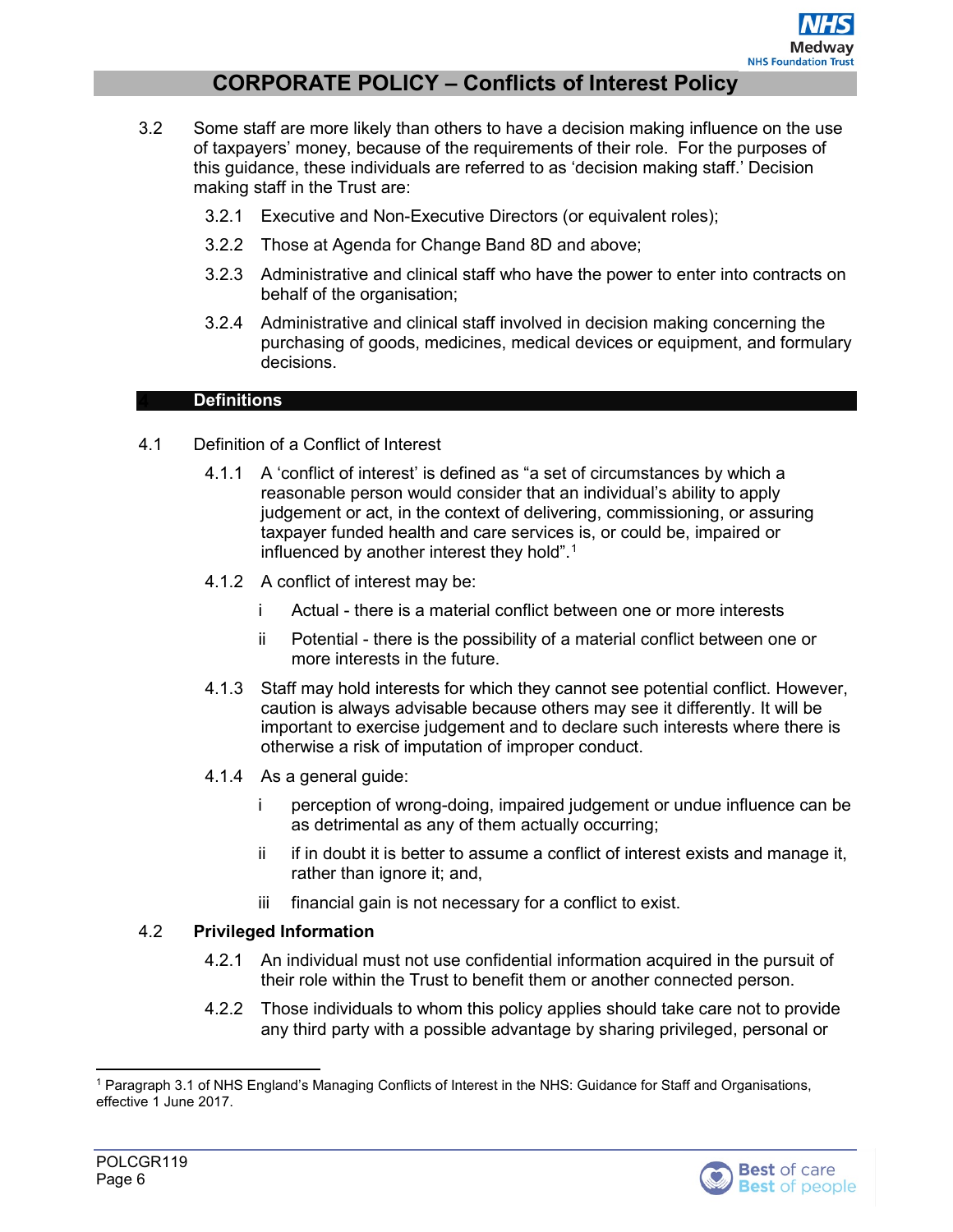3.2 Some staff are more likely than others to have a decision making influence on the use of taxpayers' money, because of the requirements of their role. For the purposes of this guidance, these individuals are referred to as 'decision making staff.' Decision making staff in the Trust are:

3.2.1 Executive and Non-Executive Directors (or equivalent roles);

3.2.2 Those at Agenda for Change Band 8D and above;

3.2.3 Administrative and clinical staff who have the power to enter into contracts on behalf of the organisation;

3.2.4 Administrative and clinical staff involved in decision making concerning the purchasing of goods, medicines, medical devices or equipment, and formulary decisions.

## 4 Definitions

4.1 Definition of a Conflict of Interest

4.1.1 A 'conflict of interest' is defined as "a set of circumstances by which a reasonable person would consider that an individual's ability to apply judgement or act, in the context of delivering, commissioning, or assuring taxpayer funded health and care services is, or could be, impaired or influenced by another interest they hold".[1]

4.1.2 A conflict of interest may be:

- i Actual - there is a material conflict between one or more interests
- ii Potential - there is the possibility of a material conflict between one or more interests in the future.

4.1.3 Staff may hold interests for which they cannot see potential conflict. However, caution is always advisable because others may see it differently. It will be important to exercise judgement and to declare such interests where there is otherwise a risk of imputation of improper conduct.

4.1.4 As a general guide:

- i perception of wrong-doing, impaired judgement or undue influence can be as detrimental as any of them actually occurring;
- ii if in doubt it is better to assume a conflict of interest exists and manage it, rather than ignore it; and,
- iii financial gain is not necessary for a conflict to exist.

4.2 **Privileged Information**

4.2.1 An individual must not use confidential information acquired in the pursuit of their role within the Trust to benefit them or another connected person.

4.2.2 Those individuals to whom this policy applies should take care not to provide any third party with a possible advantage by sharing privileged, personal or

[1] Paragraph 3.1 of NHS England's Managing Conflicts of Interest in the NHS: Guidance for Staff and Organisations, effective 1 June 2017.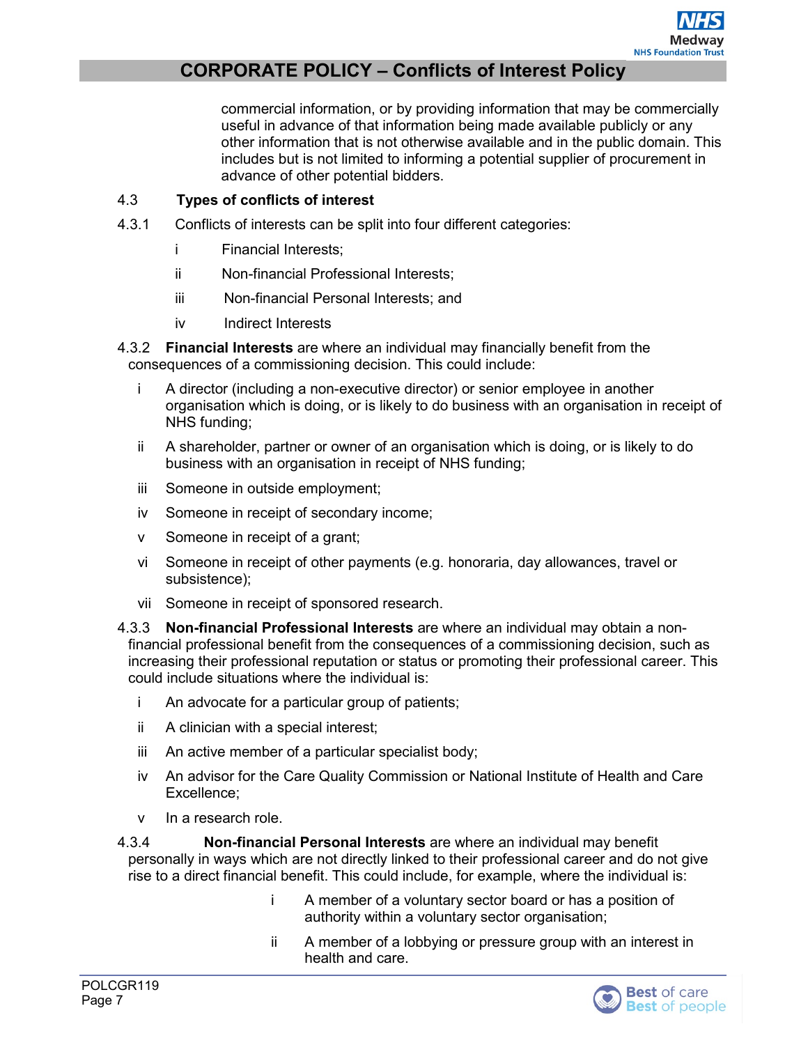commercial information, or by providing information that may be commercially useful in advance of that information being made available publicly or any other information that is not otherwise available and in the public domain. This includes but is not limited to informing a potential supplier of procurement in advance of other potential bidders.

### 4.3 Types of conflicts of interest

4.3.1 Conflicts of interests can be split into four different categories:

- i Financial Interests;
- ii Non-financial Professional Interests;
- iii Non-financial Personal Interests; and
- iv Indirect Interests

4.3.2 **Financial Interests** are where an individual may financially benefit from the consequences of a commissioning decision. This could include:

- i A director (including a non-executive director) or senior employee in another organisation which is doing, or is likely to do business with an organisation in receipt of NHS funding;
- ii A shareholder, partner or owner of an organisation which is doing, or is likely to do business with an organisation in receipt of NHS funding;
- iii Someone in outside employment;
- iv Someone in receipt of secondary income;
- v Someone in receipt of a grant;
- vi Someone in receipt of other payments (e.g. honoraria, day allowances, travel or subsistence);
- vii Someone in receipt of sponsored research.

4.3.3 **Non-financial Professional Interests** are where an individual may obtain a non-financial professional benefit from the consequences of a commissioning decision, such as increasing their professional reputation or status or promoting their professional career. This could include situations where the individual is:

- i An advocate for a particular group of patients;
- ii A clinician with a special interest;
- iii An active member of a particular specialist body;
- iv An advisor for the Care Quality Commission or National Institute of Health and Care Excellence;
- v In a research role.

4.3.4 **Non-financial Personal Interests** are where an individual may benefit personally in ways which are not directly linked to their professional career and do not give rise to a direct financial benefit. This could include, for example, where the individual is:

- i A member of a voluntary sector board or has a position of authority within a voluntary sector organisation;
- ii A member of a lobbying or pressure group with an interest in health and care.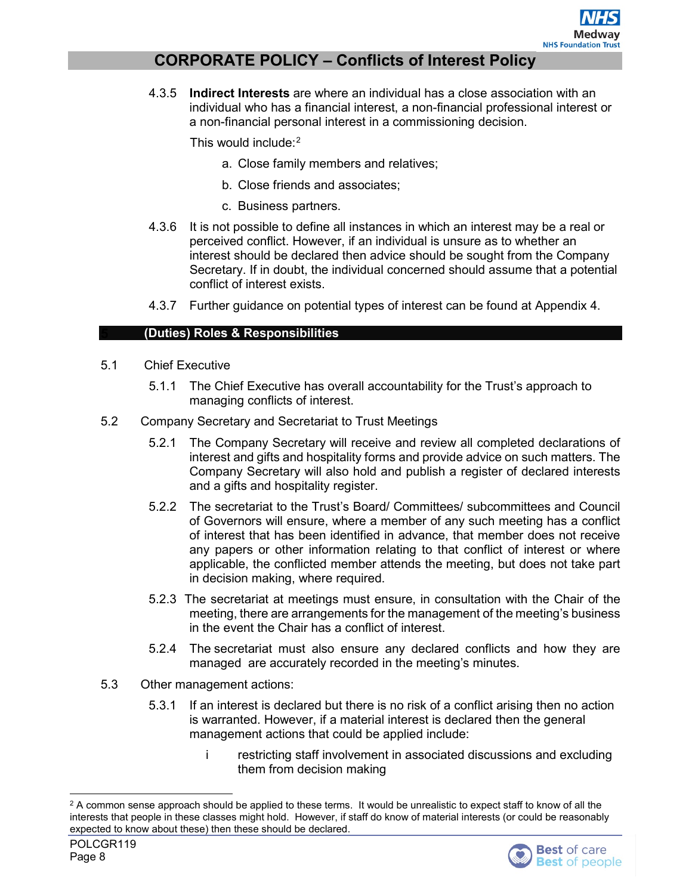4.3.5 **Indirect Interests** are where an individual has a close association with an individual who has a financial interest, a non-financial professional interest or a non-financial personal interest in a commissioning decision.

This would include:[2]

a. Close family members and relatives;

b. Close friends and associates;

c. Business partners.

4.3.6 It is not possible to define all instances in which an interest may be a real or perceived conflict. However, if an individual is unsure as to whether an interest should be declared then advice should be sought from the Company Secretary. If in doubt, the individual concerned should assume that a potential conflict of interest exists.

4.3.7 Further guidance on potential types of interest can be found at Appendix 4.

## 5 (Duties) Roles & Responsibilities

5.1 Chief Executive

5.1.1 The Chief Executive has overall accountability for the Trust's approach to managing conflicts of interest.

5.2 Company Secretary and Secretariat to Trust Meetings

5.2.1 The Company Secretary will receive and review all completed declarations of interest and gifts and hospitality forms and provide advice on such matters. The Company Secretary will also hold and publish a register of declared interests and a gifts and hospitality register.

5.2.2 The secretariat to the Trust's Board/ Committees/ subcommittees and Council of Governors will ensure, where a member of any such meeting has a conflict of interest that has been identified in advance, that member does not receive any papers or other information relating to that conflict of interest or where applicable, the conflicted member attends the meeting, but does not take part in decision making, where required.

5.2.3 The secretariat at meetings must ensure, in consultation with the Chair of the meeting, there are arrangements for the management of the meeting's business in the event the Chair has a conflict of interest.

5.2.4 The secretariat must also ensure any declared conflicts and how they are managed are accurately recorded in the meeting's minutes.

5.3 Other management actions:

5.3.1 If an interest is declared but there is no risk of a conflict arising then no action is warranted. However, if a material interest is declared then the general management actions that could be applied include:

i restricting staff involvement in associated discussions and excluding them from decision making

---

[2] A common sense approach should be applied to these terms. It would be unrealistic to expect staff to know of all the interests that people in these classes might hold. However, if staff do know of material interests (or could be reasonably expected to know about these) then these should be declared.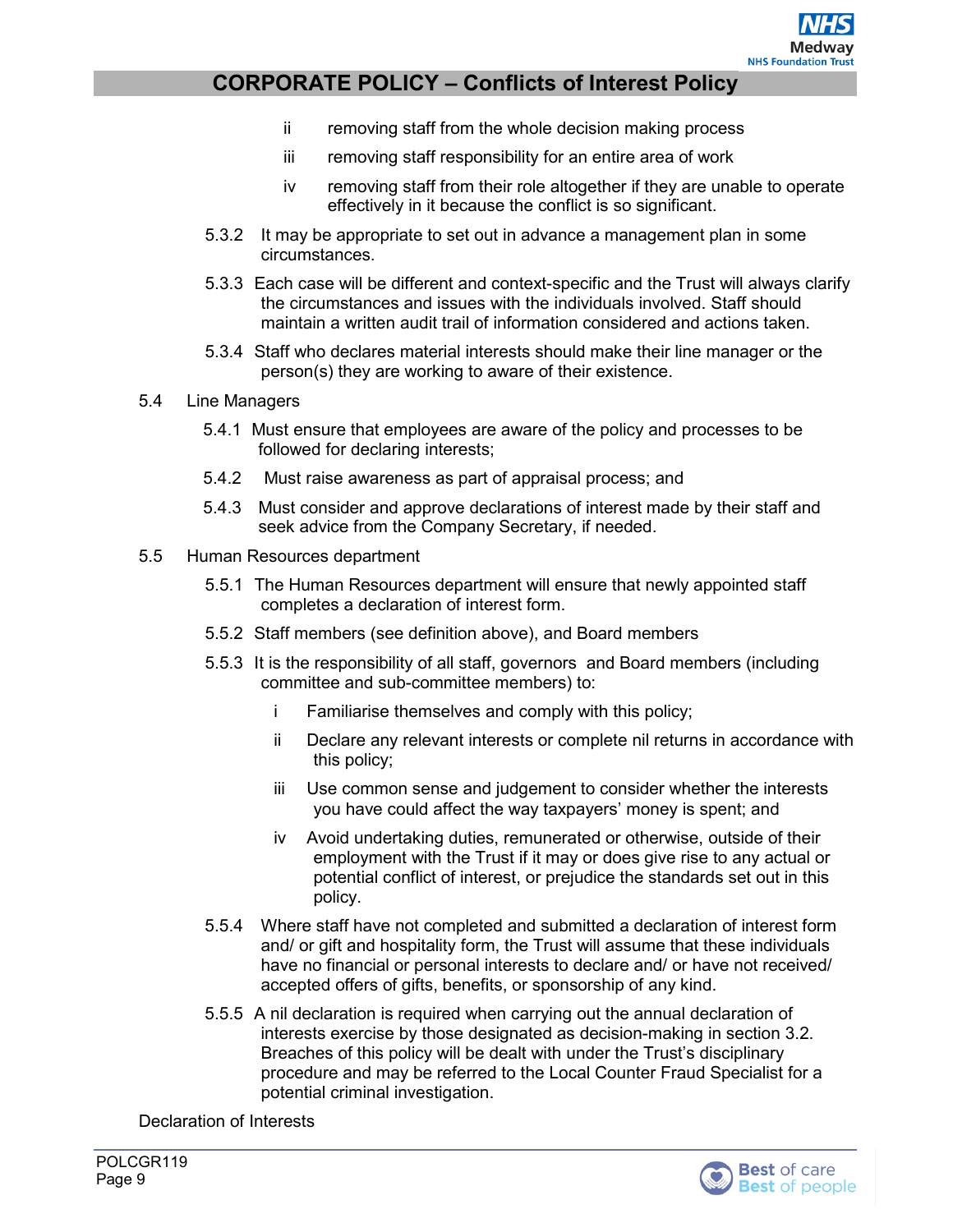ii removing staff from the whole decision making process

iii removing staff responsibility for an entire area of work

iv removing staff from their role altogether if they are unable to operate effectively in it because the conflict is so significant.

5.3.2 It may be appropriate to set out in advance a management plan in some circumstances.

5.3.3 Each case will be different and context-specific and the Trust will always clarify the circumstances and issues with the individuals involved. Staff should maintain a written audit trail of information considered and actions taken.

5.3.4 Staff who declares material interests should make their line manager or the person(s) they are working to aware of their existence.

5.4 Line Managers

5.4.1 Must ensure that employees are aware of the policy and processes to be followed for declaring interests;

5.4.2 Must raise awareness as part of appraisal process; and

5.4.3 Must consider and approve declarations of interest made by their staff and seek advice from the Company Secretary, if needed.

5.5 Human Resources department

5.5.1 The Human Resources department will ensure that newly appointed staff completes a declaration of interest form.

5.5.2 Staff members (see definition above), and Board members

5.5.3 It is the responsibility of all staff, governors and Board members (including committee and sub-committee members) to:

i Familiarise themselves and comply with this policy;

ii Declare any relevant interests or complete nil returns in accordance with this policy;

iii Use common sense and judgement to consider whether the interests you have could affect the way taxpayers' money is spent; and

iv Avoid undertaking duties, remunerated or otherwise, outside of their employment with the Trust if it may or does give rise to any actual or potential conflict of interest, or prejudice the standards set out in this policy.

5.5.4 Where staff have not completed and submitted a declaration of interest form and/ or gift and hospitality form, the Trust will assume that these individuals have no financial or personal interests to declare and/ or have not received/ accepted offers of gifts, benefits, or sponsorship of any kind.

5.5.5 A nil declaration is required when carrying out the annual declaration of interests exercise by those designated as decision-making in section 3.2. Breaches of this policy will be dealt with under the Trust's disciplinary procedure and may be referred to the Local Counter Fraud Specialist for a potential criminal investigation.

Declaration of Interests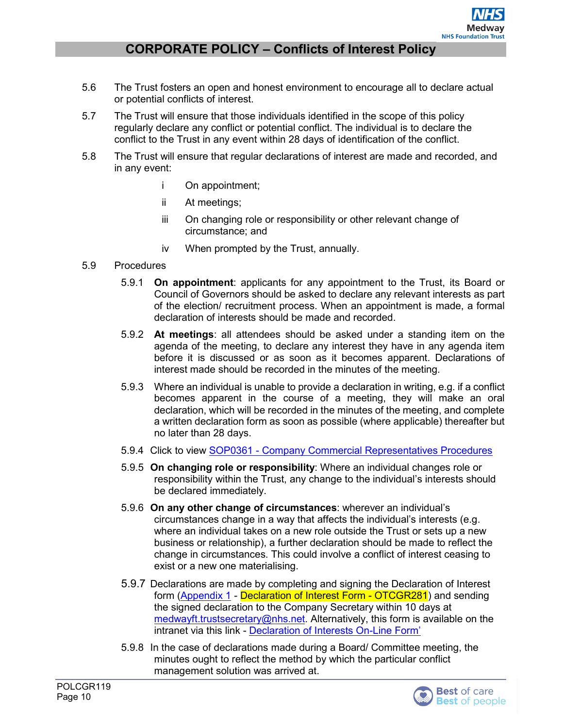5.6 The Trust fosters an open and honest environment to encourage all to declare actual or potential conflicts of interest.

5.7 The Trust will ensure that those individuals identified in the scope of this policy regularly declare any conflict or potential conflict. The individual is to declare the conflict to the Trust in any event within 28 days of identification of the conflict.

5.8 The Trust will ensure that regular declarations of interest are made and recorded, and in any event:

- i On appointment;
- ii At meetings;
- iii On changing role or responsibility or other relevant change of circumstance; and
- iv When prompted by the Trust, annually.

5.9 Procedures

5.9.1 **On appointment**: applicants for any appointment to the Trust, its Board or Council of Governors should be asked to declare any relevant interests as part of the election/ recruitment process. When an appointment is made, a formal declaration of interests should be made and recorded.

5.9.2 **At meetings**: all attendees should be asked under a standing item on the agenda of the meeting, to declare any interest they have in any agenda item before it is discussed or as soon as it becomes apparent. Declarations of interest made should be recorded in the minutes of the meeting.

5.9.3 Where an individual is unable to provide a declaration in writing, e.g. if a conflict becomes apparent in the course of a meeting, they will make an oral declaration, which will be recorded in the minutes of the meeting, and complete a written declaration form as soon as possible (where applicable) thereafter but no later than 28 days.

5.9.4 Click to view SOP0361 - Company Commercial Representatives Procedures

5.9.5 **On changing role or responsibility**: Where an individual changes role or responsibility within the Trust, any change to the individual's interests should be declared immediately.

5.9.6 **On any other change of circumstances**: wherever an individual's circumstances change in a way that affects the individual's interests (e.g. where an individual takes on a new role outside the Trust or sets up a new business or relationship), a further declaration should be made to reflect the change in circumstances. This could involve a conflict of interest ceasing to exist or a new one materialising.

5.9.7 Declarations are made by completing and signing the Declaration of Interest form (Appendix 1 - Declaration of Interest Form - OTCGR281) and sending the signed declaration to the Company Secretary within 10 days at medwayft.trustsecretary@nhs.net. Alternatively, this form is available on the intranet via this link - Declaration of Interests On-Line Form'

5.9.8 In the case of declarations made during a Board/ Committee meeting, the minutes ought to reflect the method by which the particular conflict management solution was arrived at.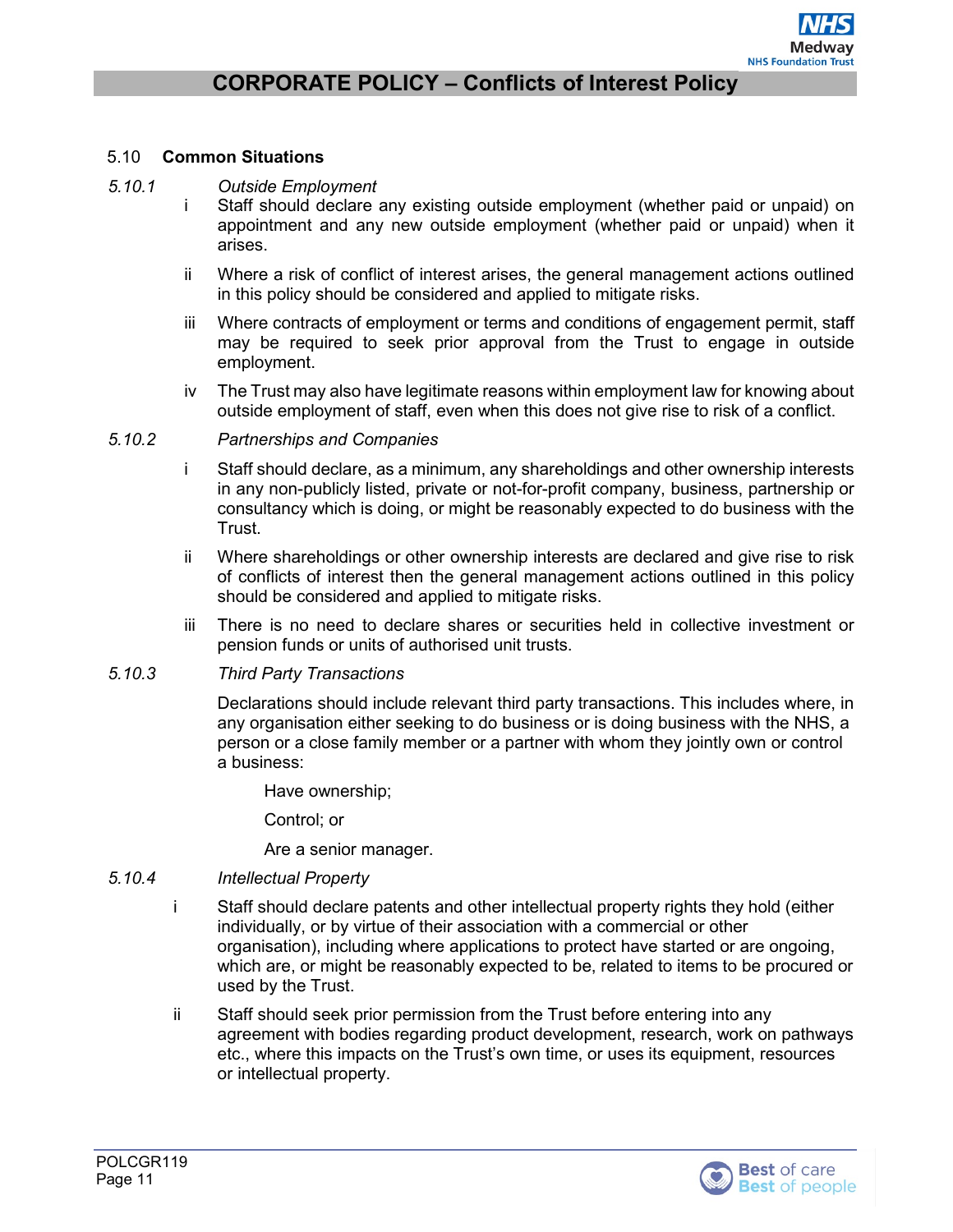### 5.10 **Common Situations**

*5.10.1* *Outside Employment*

- i Staff should declare any existing outside employment (whether paid or unpaid) on appointment and any new outside employment (whether paid or unpaid) when it arises.
- ii Where a risk of conflict of interest arises, the general management actions outlined in this policy should be considered and applied to mitigate risks.
- iii Where contracts of employment or terms and conditions of engagement permit, staff may be required to seek prior approval from the Trust to engage in outside employment.
- iv The Trust may also have legitimate reasons within employment law for knowing about outside employment of staff, even when this does not give rise to risk of a conflict.

*5.10.2* *Partnerships and Companies*

- i Staff should declare, as a minimum, any shareholdings and other ownership interests in any non-publicly listed, private or not-for-profit company, business, partnership or consultancy which is doing, or might be reasonably expected to do business with the Trust.
- ii Where shareholdings or other ownership interests are declared and give rise to risk of conflicts of interest then the general management actions outlined in this policy should be considered and applied to mitigate risks.
- iii There is no need to declare shares or securities held in collective investment or pension funds or units of authorised unit trusts.

*5.10.3* *Third Party Transactions*

Declarations should include relevant third party transactions. This includes where, in any organisation either seeking to do business or is doing business with the NHS, a person or a close family member or a partner with whom they jointly own or control a business:

Have ownership;

Control; or

Are a senior manager.

*5.10.4* *Intellectual Property*

- i Staff should declare patents and other intellectual property rights they hold (either individually, or by virtue of their association with a commercial or other organisation), including where applications to protect have started or are ongoing, which are, or might be reasonably expected to be, related to items to be procured or used by the Trust.
- ii Staff should seek prior permission from the Trust before entering into any agreement with bodies regarding product development, research, work on pathways etc., where this impacts on the Trust's own time, or uses its equipment, resources or intellectual property.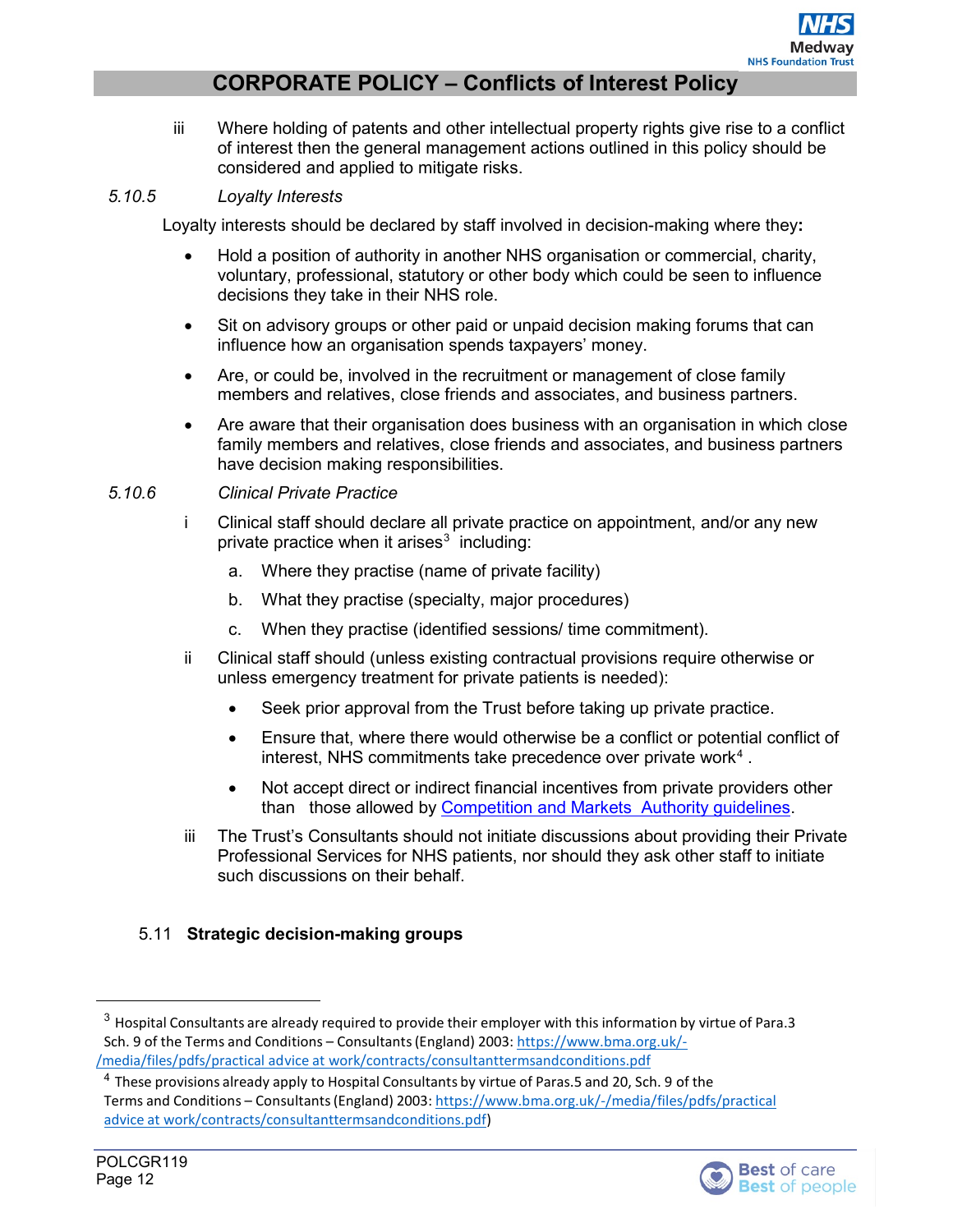iii Where holding of patents and other intellectual property rights give rise to a conflict of interest then the general management actions outlined in this policy should be considered and applied to mitigate risks.

*5.10.5 Loyalty Interests*

Loyalty interests should be declared by staff involved in decision-making where they**:**

- Hold a position of authority in another NHS organisation or commercial, charity, voluntary, professional, statutory or other body which could be seen to influence decisions they take in their NHS role.
- Sit on advisory groups or other paid or unpaid decision making forums that can influence how an organisation spends taxpayers' money.
- Are, or could be, involved in the recruitment or management of close family members and relatives, close friends and associates, and business partners.
- Are aware that their organisation does business with an organisation in which close family members and relatives, close friends and associates, and business partners have decision making responsibilities.

*5.10.6 Clinical Private Practice*

i Clinical staff should declare all private practice on appointment, and/or any new private practice when it arises[3] including:

   a. Where they practise (name of private facility)

   b. What they practise (specialty, major procedures)

   c. When they practise (identified sessions/ time commitment).

ii Clinical staff should (unless existing contractual provisions require otherwise or unless emergency treatment for private patients is needed):

   - Seek prior approval from the Trust before taking up private practice.
   - Ensure that, where there would otherwise be a conflict or potential conflict of interest, NHS commitments take precedence over private work[4].
   - Not accept direct or indirect financial incentives from private providers other than those allowed by [Competition and Markets Authority guidelines](#).

iii The Trust's Consultants should not initiate discussions about providing their Private Professional Services for NHS patients, nor should they ask other staff to initiate such discussions on their behalf.

## 5.11 Strategic decision-making groups

---

[3] Hospital Consultants are already required to provide their employer with this information by virtue of Para.3 Sch. 9 of the Terms and Conditions – Consultants (England) 2003: https://www.bma.org.uk/-/media/files/pdfs/practical advice at work/contracts/consultanttermsandconditions.pdf

[4] These provisions already apply to Hospital Consultants by virtue of Paras.5 and 20, Sch. 9 of the Terms and Conditions – Consultants (England) 2003: https://www.bma.org.uk/-/media/files/pdfs/practical advice at work/contracts/consultanttermsandconditions.pdf)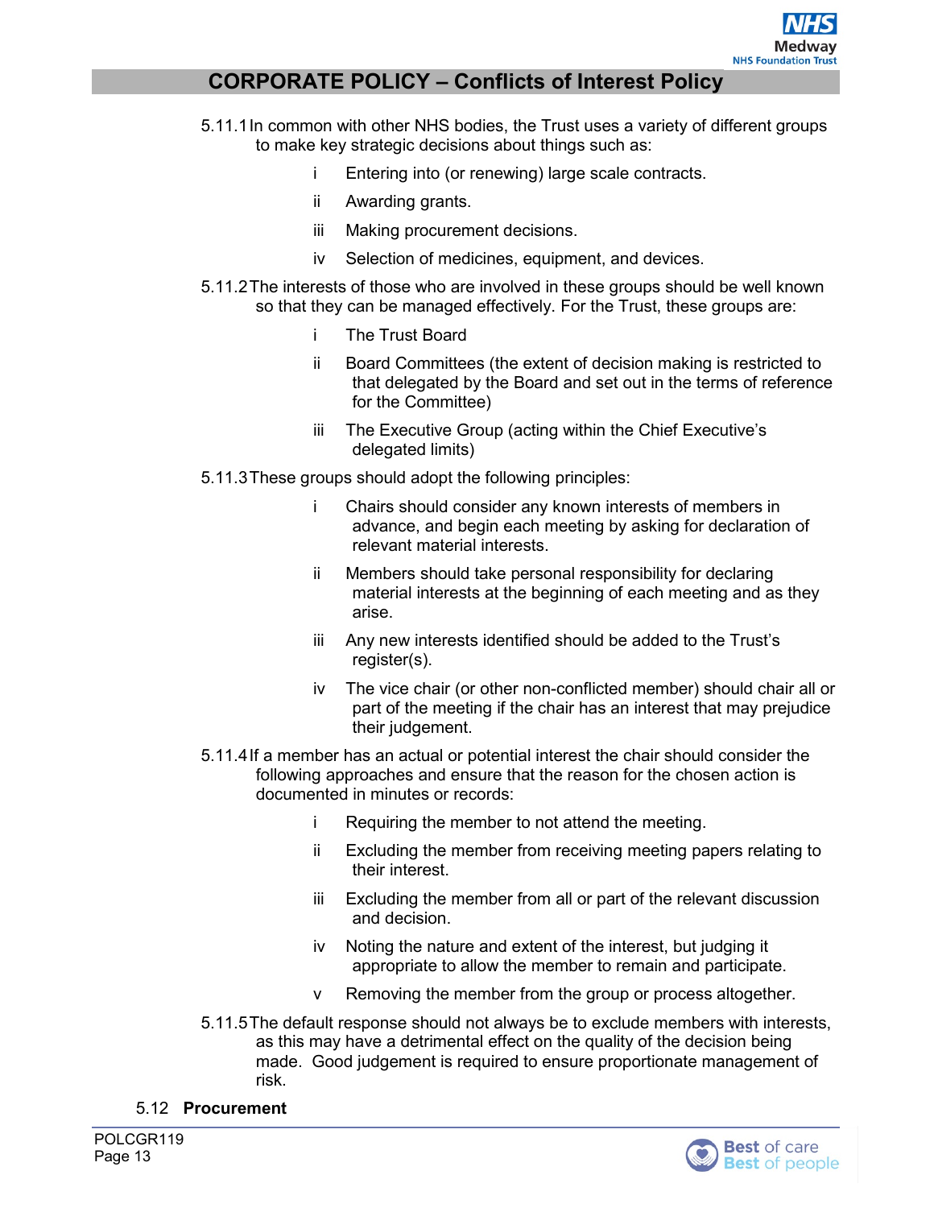5.11.1 In common with other NHS bodies, the Trust uses a variety of different groups to make key strategic decisions about things such as:

- i Entering into (or renewing) large scale contracts.
- ii Awarding grants.
- iii Making procurement decisions.
- iv Selection of medicines, equipment, and devices.

5.11.2 The interests of those who are involved in these groups should be well known so that they can be managed effectively. For the Trust, these groups are:

- i The Trust Board
- ii Board Committees (the extent of decision making is restricted to that delegated by the Board and set out in the terms of reference for the Committee)
- iii The Executive Group (acting within the Chief Executive's delegated limits)

5.11.3 These groups should adopt the following principles:

- i Chairs should consider any known interests of members in advance, and begin each meeting by asking for declaration of relevant material interests.
- ii Members should take personal responsibility for declaring material interests at the beginning of each meeting and as they arise.
- iii Any new interests identified should be added to the Trust's register(s).
- iv The vice chair (or other non-conflicted member) should chair all or part of the meeting if the chair has an interest that may prejudice their judgement.

5.11.4 If a member has an actual or potential interest the chair should consider the following approaches and ensure that the reason for the chosen action is documented in minutes or records:

- i Requiring the member to not attend the meeting.
- ii Excluding the member from receiving meeting papers relating to their interest.
- iii Excluding the member from all or part of the relevant discussion and decision.
- iv Noting the nature and extent of the interest, but judging it appropriate to allow the member to remain and participate.
- v Removing the member from the group or process altogether.

5.11.5 The default response should not always be to exclude members with interests, as this may have a detrimental effect on the quality of the decision being made. Good judgement is required to ensure proportionate management of risk.

## 5.12 Procurement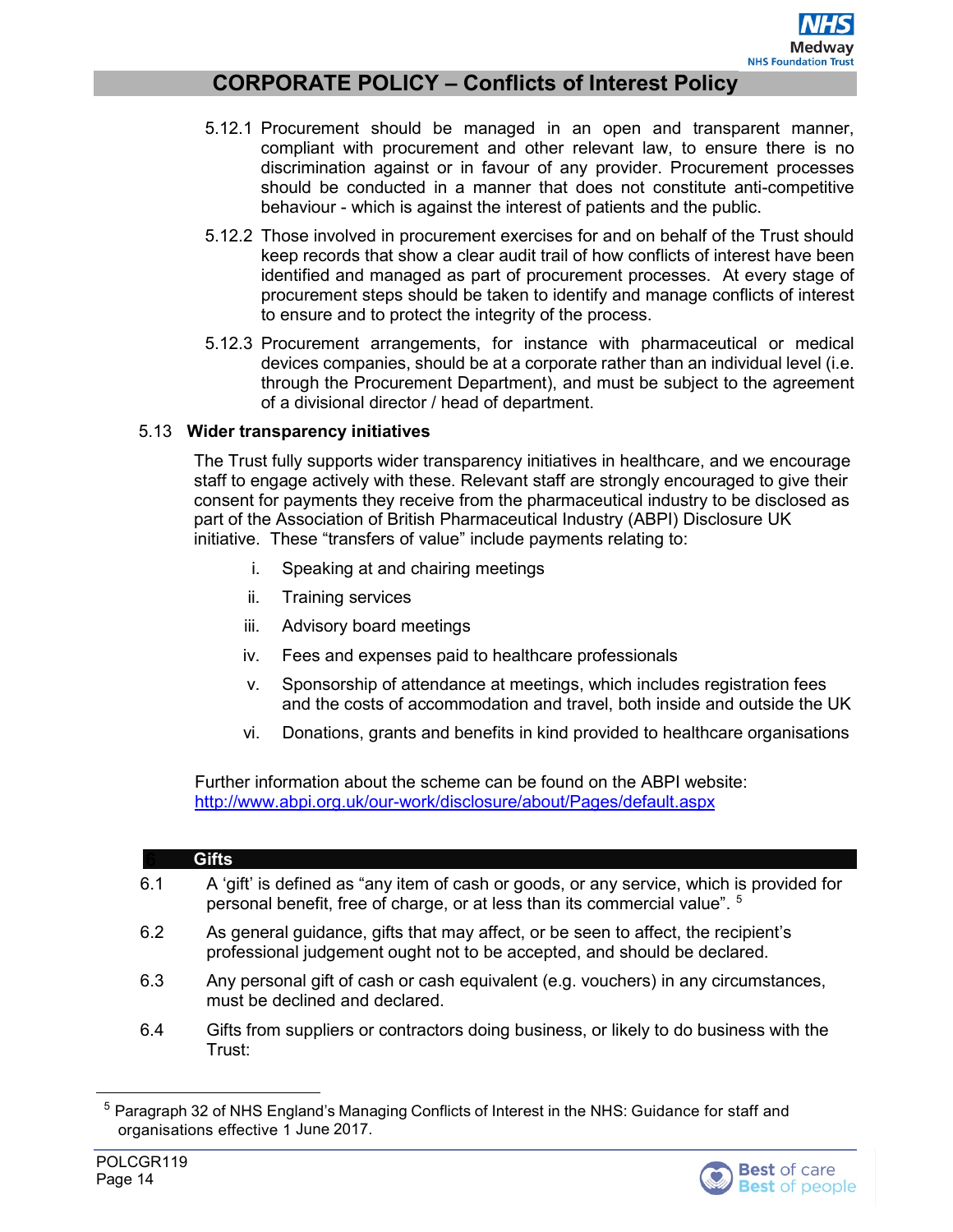5.12.1 Procurement should be managed in an open and transparent manner, compliant with procurement and other relevant law, to ensure there is no discrimination against or in favour of any provider. Procurement processes should be conducted in a manner that does not constitute anti-competitive behaviour - which is against the interest of patients and the public.

5.12.2 Those involved in procurement exercises for and on behalf of the Trust should keep records that show a clear audit trail of how conflicts of interest have been identified and managed as part of procurement processes. At every stage of procurement steps should be taken to identify and manage conflicts of interest to ensure and to protect the integrity of the process.

5.12.3 Procurement arrangements, for instance with pharmaceutical or medical devices companies, should be at a corporate rather than an individual level (i.e. through the Procurement Department), and must be subject to the agreement of a divisional director / head of department.

### 5.13 Wider transparency initiatives

The Trust fully supports wider transparency initiatives in healthcare, and we encourage staff to engage actively with these. Relevant staff are strongly encouraged to give their consent for payments they receive from the pharmaceutical industry to be disclosed as part of the Association of British Pharmaceutical Industry (ABPI) Disclosure UK initiative. These "transfers of value" include payments relating to:

i. Speaking at and chairing meetings

ii. Training services

iii. Advisory board meetings

iv. Fees and expenses paid to healthcare professionals

v. Sponsorship of attendance at meetings, which includes registration fees and the costs of accommodation and travel, both inside and outside the UK

vi. Donations, grants and benefits in kind provided to healthcare organisations

Further information about the scheme can be found on the ABPI website: http://www.abpi.org.uk/our-work/disclosure/about/Pages/default.aspx

## 6 Gifts

6.1 A 'gift' is defined as "any item of cash or goods, or any service, which is provided for personal benefit, free of charge, or at less than its commercial value".[5]

6.2 As general guidance, gifts that may affect, or be seen to affect, the recipient's professional judgement ought not to be accepted, and should be declared.

6.3 Any personal gift of cash or cash equivalent (e.g. vouchers) in any circumstances, must be declined and declared.

6.4 Gifts from suppliers or contractors doing business, or likely to do business with the Trust:

---

[5] Paragraph 32 of NHS England's Managing Conflicts of Interest in the NHS: Guidance for staff and organisations effective 1 June 2017.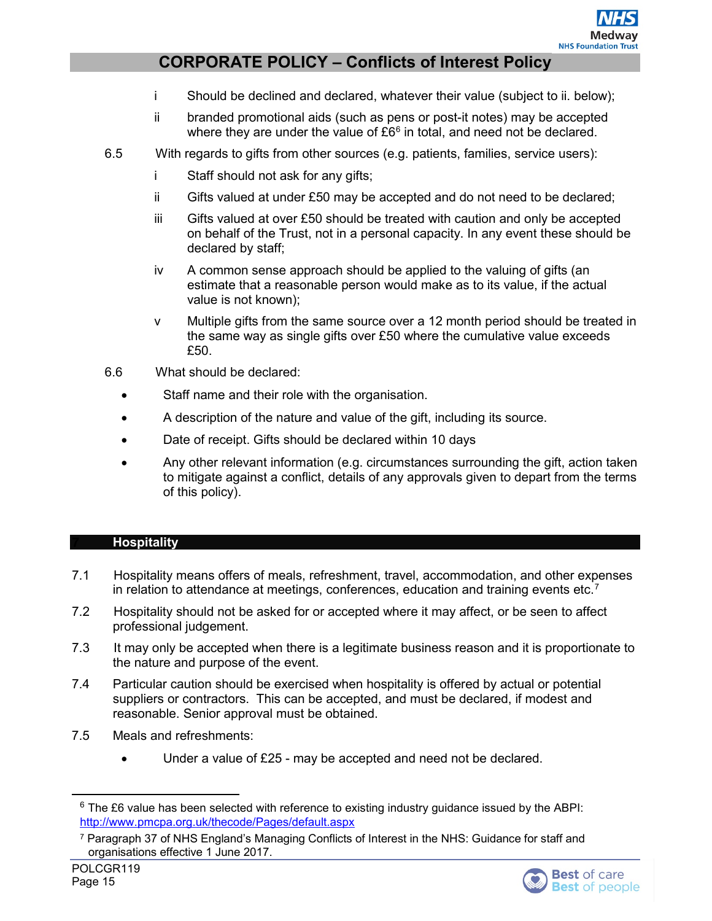i Should be declined and declared, whatever their value (subject to ii. below);

ii branded promotional aids (such as pens or post-it notes) may be accepted where they are under the value of £6[6] in total, and need not be declared.

6.5 With regards to gifts from other sources (e.g. patients, families, service users):

i Staff should not ask for any gifts;

ii Gifts valued at under £50 may be accepted and do not need to be declared;

iii Gifts valued at over £50 should be treated with caution and only be accepted on behalf of the Trust, not in a personal capacity. In any event these should be declared by staff;

iv A common sense approach should be applied to the valuing of gifts (an estimate that a reasonable person would make as to its value, if the actual value is not known);

v Multiple gifts from the same source over a 12 month period should be treated in the same way as single gifts over £50 where the cumulative value exceeds £50.

6.6 What should be declared:

- Staff name and their role with the organisation.
- A description of the nature and value of the gift, including its source.
- Date of receipt. Gifts should be declared within 10 days
- Any other relevant information (e.g. circumstances surrounding the gift, action taken to mitigate against a conflict, details of any approvals given to depart from the terms of this policy).

## 7 Hospitality

7.1 Hospitality means offers of meals, refreshment, travel, accommodation, and other expenses in relation to attendance at meetings, conferences, education and training events etc.[7]

7.2 Hospitality should not be asked for or accepted where it may affect, or be seen to affect professional judgement.

7.3 It may only be accepted when there is a legitimate business reason and it is proportionate to the nature and purpose of the event.

7.4 Particular caution should be exercised when hospitality is offered by actual or potential suppliers or contractors. This can be accepted, and must be declared, if modest and reasonable. Senior approval must be obtained.

7.5 Meals and refreshments:

- Under a value of £25 - may be accepted and need not be declared.

---

[6] The £6 value has been selected with reference to existing industry guidance issued by the ABPI: http://www.pmcpa.org.uk/thecode/Pages/default.aspx

[7] Paragraph 37 of NHS England's Managing Conflicts of Interest in the NHS: Guidance for staff and organisations effective 1 June 2017.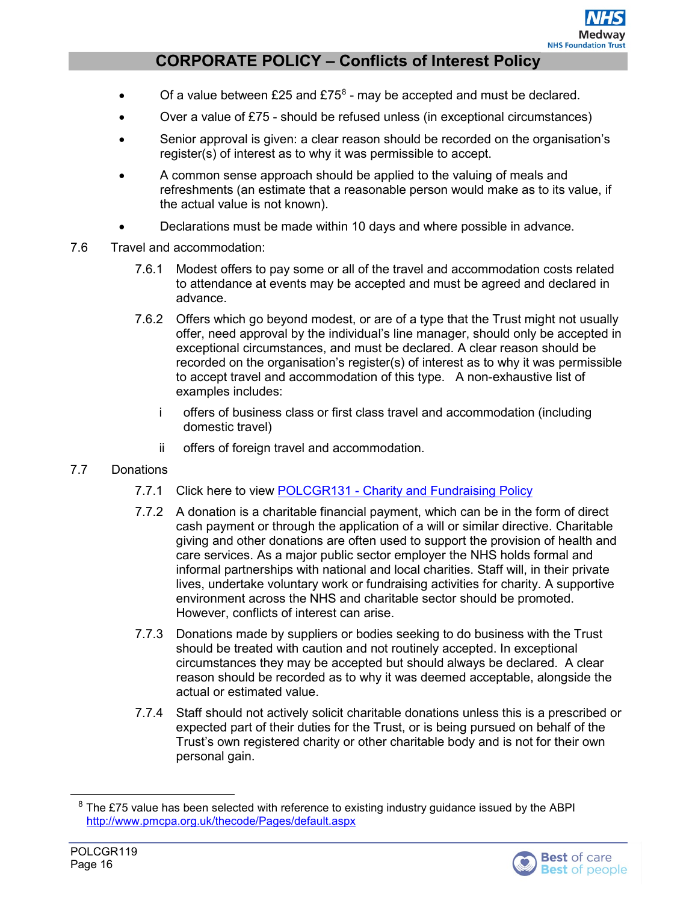- Of a value between £25 and £75[8] - may be accepted and must be declared.
- Over a value of £75 - should be refused unless (in exceptional circumstances)
- Senior approval is given: a clear reason should be recorded on the organisation's register(s) of interest as to why it was permissible to accept.
- A common sense approach should be applied to the valuing of meals and refreshments (an estimate that a reasonable person would make as to its value, if the actual value is not known).
- Declarations must be made within 10 days and where possible in advance.

7.6 Travel and accommodation:

7.6.1 Modest offers to pay some or all of the travel and accommodation costs related to attendance at events may be accepted and must be agreed and declared in advance.

7.6.2 Offers which go beyond modest, or are of a type that the Trust might not usually offer, need approval by the individual's line manager, should only be accepted in exceptional circumstances, and must be declared. A clear reason should be recorded on the organisation's register(s) of interest as to why it was permissible to accept travel and accommodation of this type. A non-exhaustive list of examples includes:

i offers of business class or first class travel and accommodation (including domestic travel)

ii offers of foreign travel and accommodation.

7.7 Donations

7.7.1 Click here to view [POLCGR131 - Charity and Fundraising Policy]

7.7.2 A donation is a charitable financial payment, which can be in the form of direct cash payment or through the application of a will or similar directive. Charitable giving and other donations are often used to support the provision of health and care services. As a major public sector employer the NHS holds formal and informal partnerships with national and local charities. Staff will, in their private lives, undertake voluntary work or fundraising activities for charity. A supportive environment across the NHS and charitable sector should be promoted. However, conflicts of interest can arise.

7.7.3 Donations made by suppliers or bodies seeking to do business with the Trust should be treated with caution and not routinely accepted. In exceptional circumstances they may be accepted but should always be declared. A clear reason should be recorded as to why it was deemed acceptable, alongside the actual or estimated value.

7.7.4 Staff should not actively solicit charitable donations unless this is a prescribed or expected part of their duties for the Trust, or is being pursued on behalf of the Trust's own registered charity or other charitable body and is not for their own personal gain.

---

[8] The £75 value has been selected with reference to existing industry guidance issued by the ABPI http://www.pmcpa.org.uk/thecode/Pages/default.aspx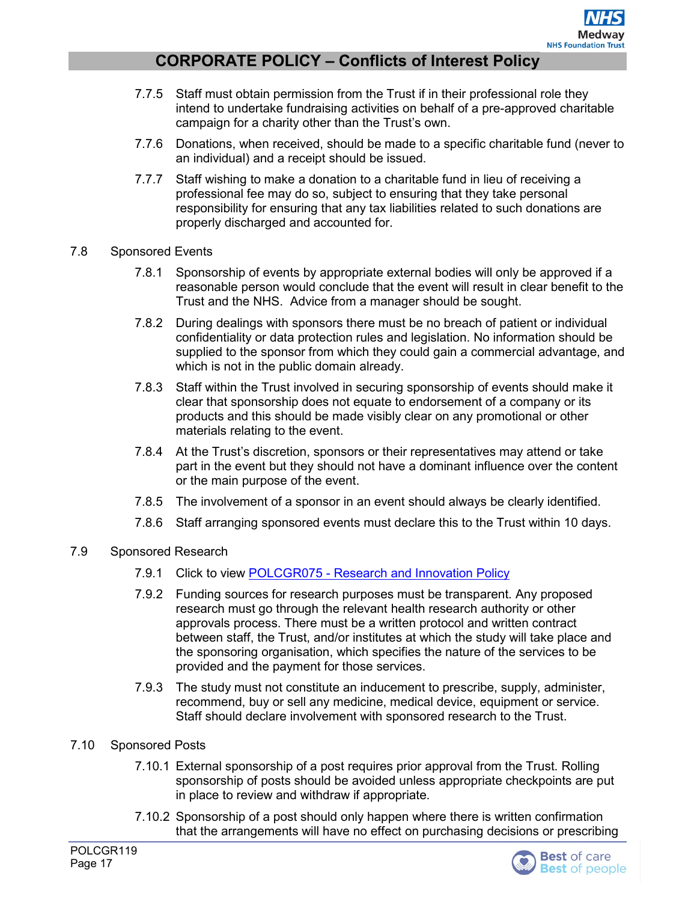7.7.5 Staff must obtain permission from the Trust if in their professional role they intend to undertake fundraising activities on behalf of a pre-approved charitable campaign for a charity other than the Trust's own.

7.7.6 Donations, when received, should be made to a specific charitable fund (never to an individual) and a receipt should be issued.

7.7.7 Staff wishing to make a donation to a charitable fund in lieu of receiving a professional fee may do so, subject to ensuring that they take personal responsibility for ensuring that any tax liabilities related to such donations are properly discharged and accounted for.

7.8 Sponsored Events

7.8.1 Sponsorship of events by appropriate external bodies will only be approved if a reasonable person would conclude that the event will result in clear benefit to the Trust and the NHS. Advice from a manager should be sought.

7.8.2 During dealings with sponsors there must be no breach of patient or individual confidentiality or data protection rules and legislation. No information should be supplied to the sponsor from which they could gain a commercial advantage, and which is not in the public domain already.

7.8.3 Staff within the Trust involved in securing sponsorship of events should make it clear that sponsorship does not equate to endorsement of a company or its products and this should be made visibly clear on any promotional or other materials relating to the event.

7.8.4 At the Trust's discretion, sponsors or their representatives may attend or take part in the event but they should not have a dominant influence over the content or the main purpose of the event.

7.8.5 The involvement of a sponsor in an event should always be clearly identified.

7.8.6 Staff arranging sponsored events must declare this to the Trust within 10 days.

7.9 Sponsored Research

7.9.1 Click to view [POLCGR075 - Research and Innovation Policy]

7.9.2 Funding sources for research purposes must be transparent. Any proposed research must go through the relevant health research authority or other approvals process. There must be a written protocol and written contract between staff, the Trust, and/or institutes at which the study will take place and the sponsoring organisation, which specifies the nature of the services to be provided and the payment for those services.

7.9.3 The study must not constitute an inducement to prescribe, supply, administer, recommend, buy or sell any medicine, medical device, equipment or service. Staff should declare involvement with sponsored research to the Trust.

7.10 Sponsored Posts

7.10.1 External sponsorship of a post requires prior approval from the Trust. Rolling sponsorship of posts should be avoided unless appropriate checkpoints are put in place to review and withdraw if appropriate.

7.10.2 Sponsorship of a post should only happen where there is written confirmation that the arrangements will have no effect on purchasing decisions or prescribing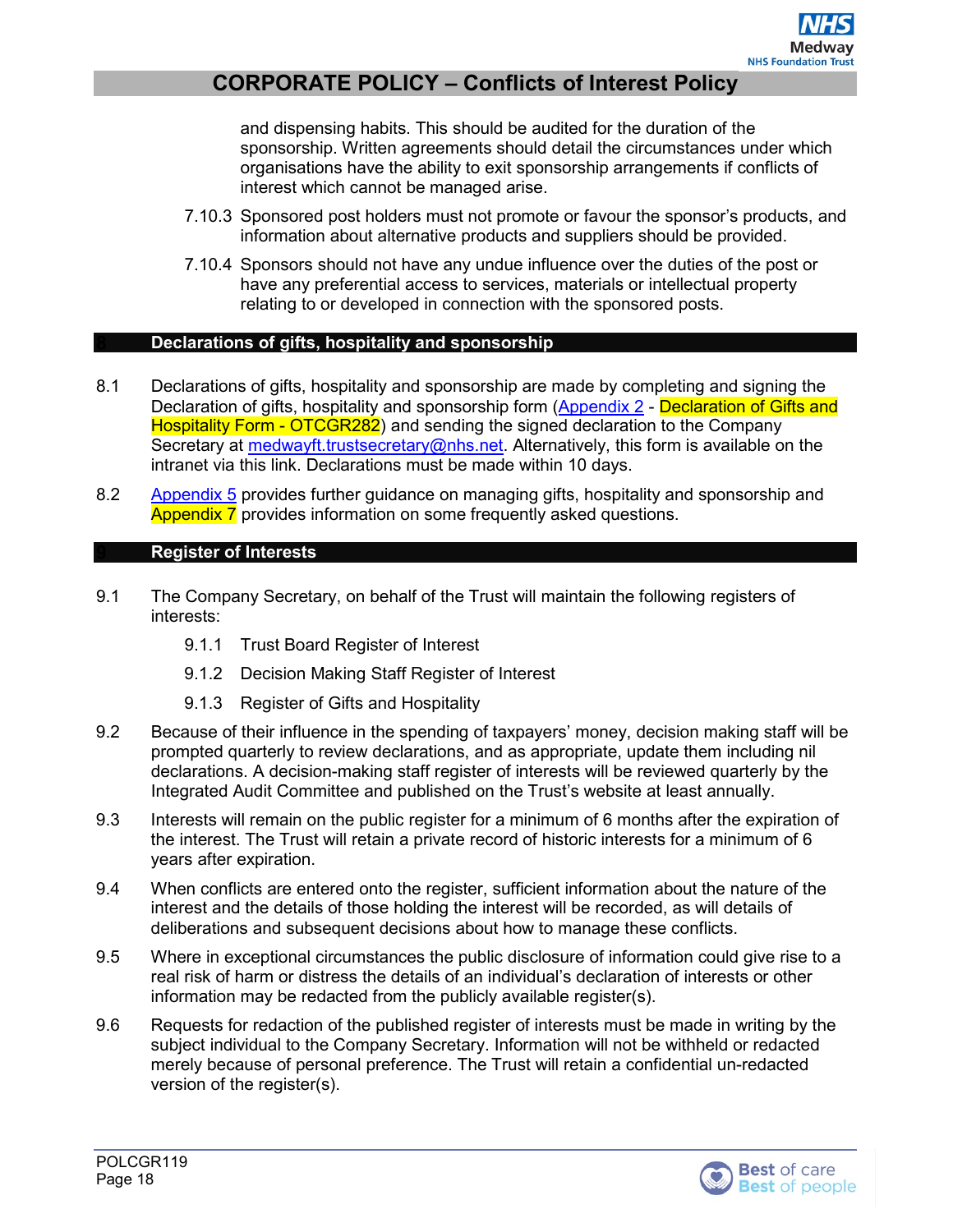and dispensing habits. This should be audited for the duration of the sponsorship. Written agreements should detail the circumstances under which organisations have the ability to exit sponsorship arrangements if conflicts of interest which cannot be managed arise.

7.10.3 Sponsored post holders must not promote or favour the sponsor's products, and information about alternative products and suppliers should be provided.

7.10.4 Sponsors should not have any undue influence over the duties of the post or have any preferential access to services, materials or intellectual property relating to or developed in connection with the sponsored posts.

## 8 Declarations of gifts, hospitality and sponsorship

8.1 Declarations of gifts, hospitality and sponsorship are made by completing and signing the Declaration of gifts, hospitality and sponsorship form (Appendix 2 - Declaration of Gifts and Hospitality Form - OTCGR282) and sending the signed declaration to the Company Secretary at medwayft.trustsecretary@nhs.net. Alternatively, this form is available on the intranet via this link. Declarations must be made within 10 days.

8.2 Appendix 5 provides further guidance on managing gifts, hospitality and sponsorship and Appendix 7 provides information on some frequently asked questions.

## 9 Register of Interests

9.1 The Company Secretary, on behalf of the Trust will maintain the following registers of interests:

- 9.1.1 Trust Board Register of Interest
- 9.1.2 Decision Making Staff Register of Interest
- 9.1.3 Register of Gifts and Hospitality

9.2 Because of their influence in the spending of taxpayers' money, decision making staff will be prompted quarterly to review declarations, and as appropriate, update them including nil declarations. A decision-making staff register of interests will be reviewed quarterly by the Integrated Audit Committee and published on the Trust's website at least annually.

9.3 Interests will remain on the public register for a minimum of 6 months after the expiration of the interest. The Trust will retain a private record of historic interests for a minimum of 6 years after expiration.

9.4 When conflicts are entered onto the register, sufficient information about the nature of the interest and the details of those holding the interest will be recorded, as will details of deliberations and subsequent decisions about how to manage these conflicts.

9.5 Where in exceptional circumstances the public disclosure of information could give rise to a real risk of harm or distress the details of an individual's declaration of interests or other information may be redacted from the publicly available register(s).

9.6 Requests for redaction of the published register of interests must be made in writing by the subject individual to the Company Secretary. Information will not be withheld or redacted merely because of personal preference. The Trust will retain a confidential un-redacted version of the register(s).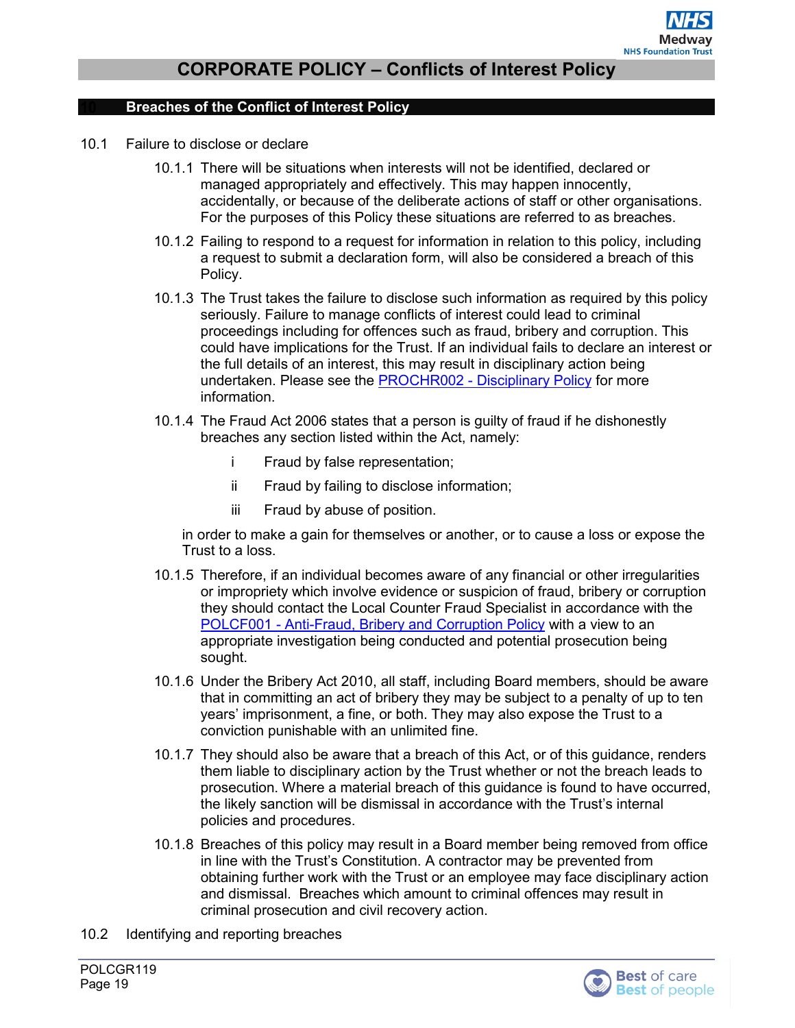## 10 Breaches of the Conflict of Interest Policy

10.1 Failure to disclose or declare

10.1.1 There will be situations when interests will not be identified, declared or managed appropriately and effectively. This may happen innocently, accidentally, or because of the deliberate actions of staff or other organisations. For the purposes of this Policy these situations are referred to as breaches.

10.1.2 Failing to respond to a request for information in relation to this policy, including a request to submit a declaration form, will also be considered a breach of this Policy.

10.1.3 The Trust takes the failure to disclose such information as required by this policy seriously. Failure to manage conflicts of interest could lead to criminal proceedings including for offences such as fraud, bribery and corruption. This could have implications for the Trust. If an individual fails to declare an interest or the full details of an interest, this may result in disciplinary action being undertaken. Please see the PROCHR002 - Disciplinary Policy for more information.

10.1.4 The Fraud Act 2006 states that a person is guilty of fraud if he dishonestly breaches any section listed within the Act, namely:

- i Fraud by false representation;
- ii Fraud by failing to disclose information;
- iii Fraud by abuse of position.

in order to make a gain for themselves or another, or to cause a loss or expose the Trust to a loss.

10.1.5 Therefore, if an individual becomes aware of any financial or other irregularities or impropriety which involve evidence or suspicion of fraud, bribery or corruption they should contact the Local Counter Fraud Specialist in accordance with the POLCF001 - Anti-Fraud, Bribery and Corruption Policy with a view to an appropriate investigation being conducted and potential prosecution being sought.

10.1.6 Under the Bribery Act 2010, all staff, including Board members, should be aware that in committing an act of bribery they may be subject to a penalty of up to ten years' imprisonment, a fine, or both. They may also expose the Trust to a conviction punishable with an unlimited fine.

10.1.7 They should also be aware that a breach of this Act, or of this guidance, renders them liable to disciplinary action by the Trust whether or not the breach leads to prosecution. Where a material breach of this guidance is found to have occurred, the likely sanction will be dismissal in accordance with the Trust's internal policies and procedures.

10.1.8 Breaches of this policy may result in a Board member being removed from office in line with the Trust's Constitution. A contractor may be prevented from obtaining further work with the Trust or an employee may face disciplinary action and dismissal. Breaches which amount to criminal offences may result in criminal prosecution and civil recovery action.

10.2 Identifying and reporting breaches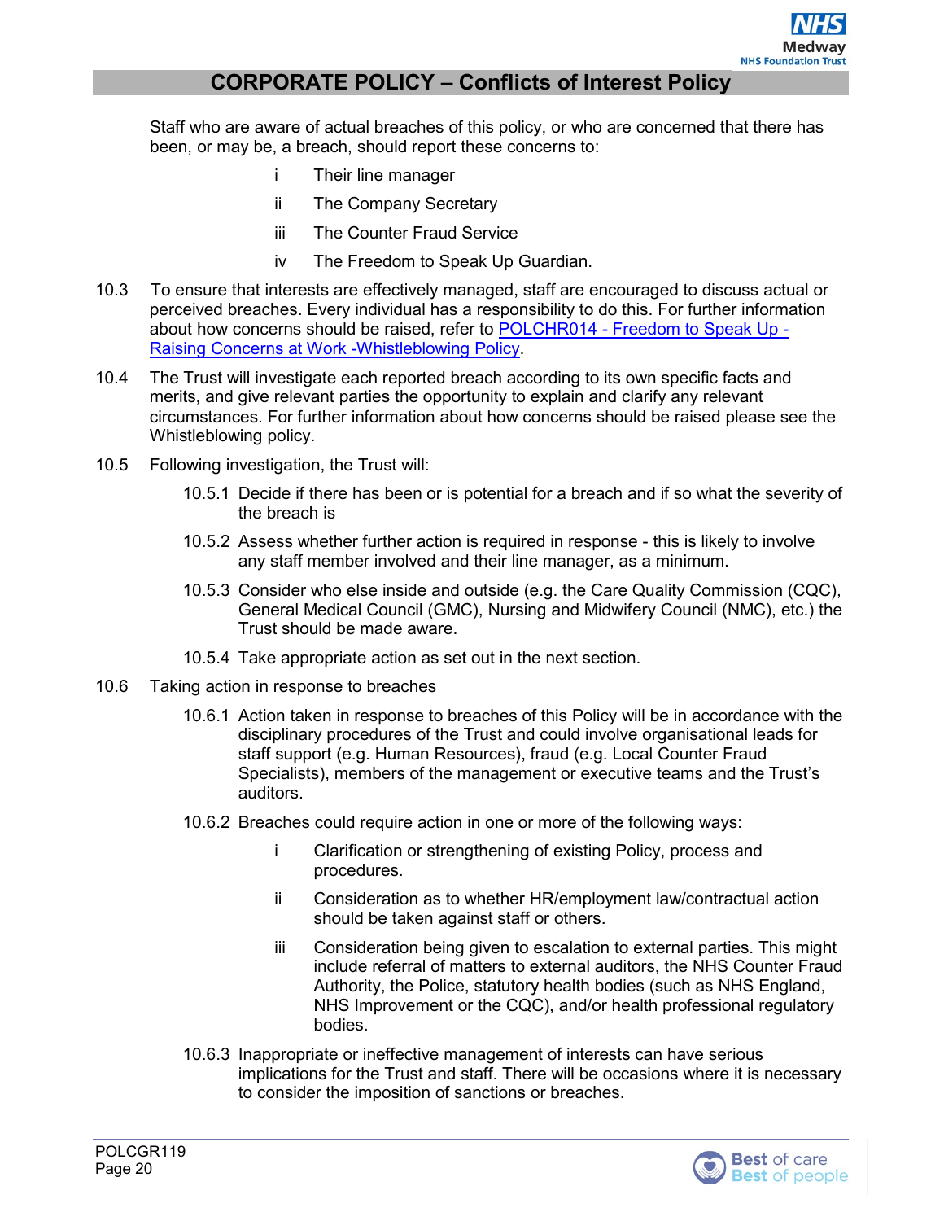Staff who are aware of actual breaches of this policy, or who are concerned that there has been, or may be, a breach, should report these concerns to:

- i Their line manager
- ii The Company Secretary
- iii The Counter Fraud Service
- iv The Freedom to Speak Up Guardian.

10.3 To ensure that interests are effectively managed, staff are encouraged to discuss actual or perceived breaches. Every individual has a responsibility to do this. For further information about how concerns should be raised, refer to POLCHR014 - Freedom to Speak Up - Raising Concerns at Work -Whistleblowing Policy.

10.4 The Trust will investigate each reported breach according to its own specific facts and merits, and give relevant parties the opportunity to explain and clarify any relevant circumstances. For further information about how concerns should be raised please see the Whistleblowing policy.

10.5 Following investigation, the Trust will:

10.5.1 Decide if there has been or is potential for a breach and if so what the severity of the breach is

10.5.2 Assess whether further action is required in response - this is likely to involve any staff member involved and their line manager, as a minimum.

10.5.3 Consider who else inside and outside (e.g. the Care Quality Commission (CQC), General Medical Council (GMC), Nursing and Midwifery Council (NMC), etc.) the Trust should be made aware.

10.5.4 Take appropriate action as set out in the next section.

10.6 Taking action in response to breaches

10.6.1 Action taken in response to breaches of this Policy will be in accordance with the disciplinary procedures of the Trust and could involve organisational leads for staff support (e.g. Human Resources), fraud (e.g. Local Counter Fraud Specialists), members of the management or executive teams and the Trust's auditors.

10.6.2 Breaches could require action in one or more of the following ways:

- i Clarification or strengthening of existing Policy, process and procedures.
- ii Consideration as to whether HR/employment law/contractual action should be taken against staff or others.
- iii Consideration being given to escalation to external parties. This might include referral of matters to external auditors, the NHS Counter Fraud Authority, the Police, statutory health bodies (such as NHS England, NHS Improvement or the CQC), and/or health professional regulatory bodies.

10.6.3 Inappropriate or ineffective management of interests can have serious implications for the Trust and staff. There will be occasions where it is necessary to consider the imposition of sanctions or breaches.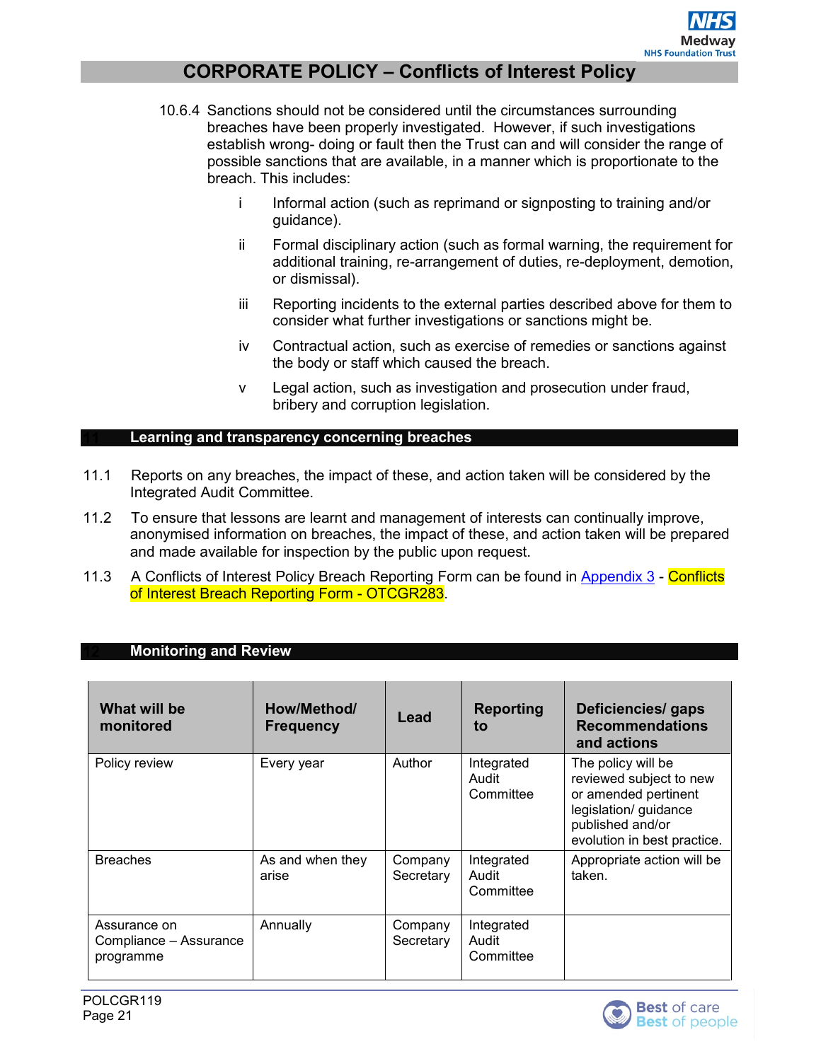10.6.4 Sanctions should not be considered until the circumstances surrounding breaches have been properly investigated. However, if such investigations establish wrong- doing or fault then the Trust can and will consider the range of possible sanctions that are available, in a manner which is proportionate to the breach. This includes:

- i Informal action (such as reprimand or signposting to training and/or guidance).
- ii Formal disciplinary action (such as formal warning, the requirement for additional training, re-arrangement of duties, re-deployment, demotion, or dismissal).
- iii Reporting incidents to the external parties described above for them to consider what further investigations or sanctions might be.
- iv Contractual action, such as exercise of remedies or sanctions against the body or staff which caused the breach.
- v Legal action, such as investigation and prosecution under fraud, bribery and corruption legislation.

## 11 Learning and transparency concerning breaches

11.1 Reports on any breaches, the impact of these, and action taken will be considered by the Integrated Audit Committee.

11.2 To ensure that lessons are learnt and management of interests can continually improve, anonymised information on breaches, the impact of these, and action taken will be prepared and made available for inspection by the public upon request.

11.3 A Conflicts of Interest Policy Breach Reporting Form can be found in Appendix 3 - Conflicts of Interest Breach Reporting Form - OTCGR283.

## 12 Monitoring and Review

| What will be monitored | How/Method/ Frequency | Lead | Reporting to | Deficiencies/ gaps Recommendations and actions |
|---|---|---|---|---|
| Policy review | Every year | Author | Integrated Audit Committee | The policy will be reviewed subject to new or amended pertinent legislation/ guidance published and/or evolution in best practice. |
| Breaches | As and when they arise | Company Secretary | Integrated Audit Committee | Appropriate action will be taken. |
| Assurance on Compliance – Assurance programme | Annually | Company Secretary | Integrated Audit Committee | |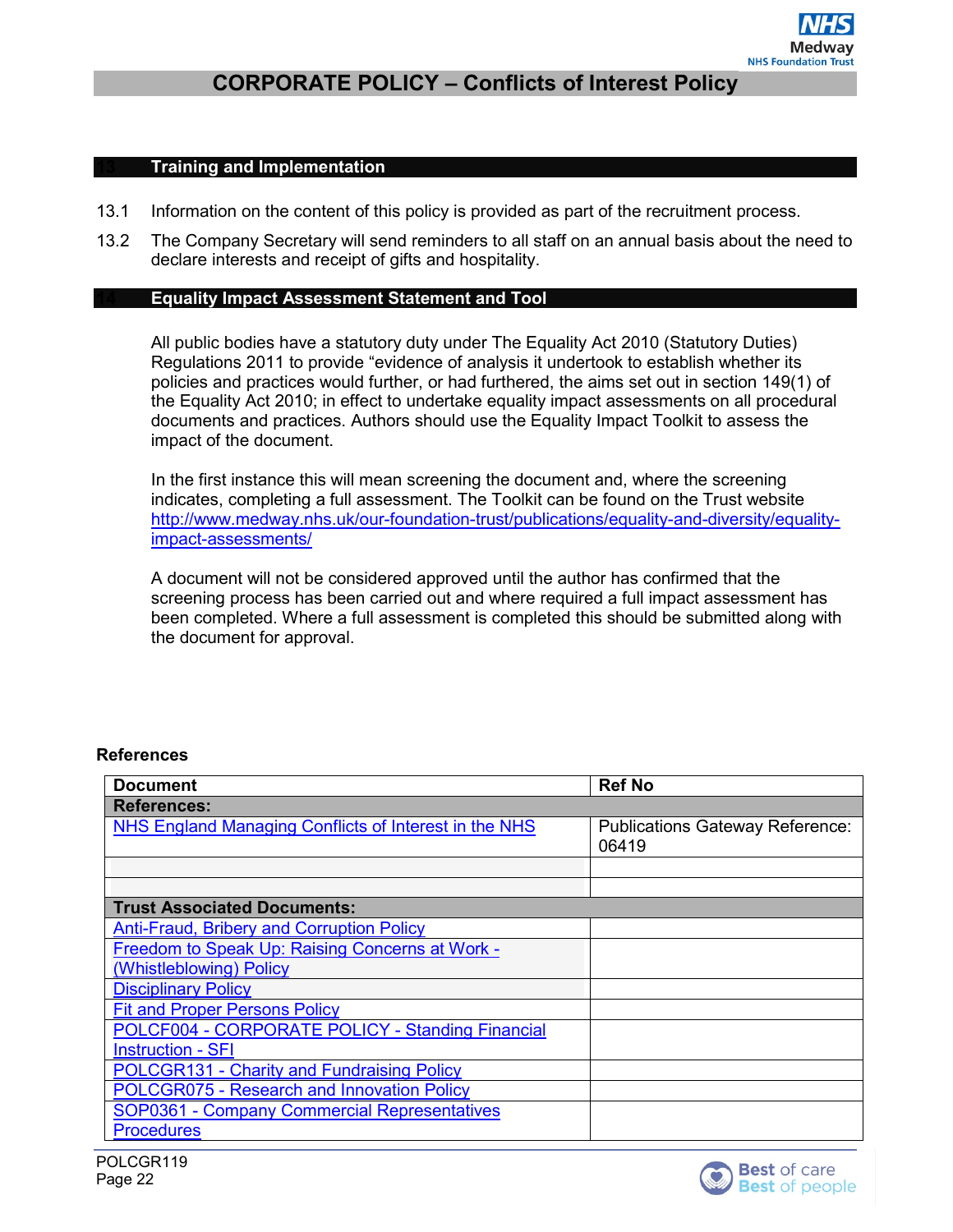## 13 Training and Implementation

13.1 Information on the content of this policy is provided as part of the recruitment process.

13.2 The Company Secretary will send reminders to all staff on an annual basis about the need to declare interests and receipt of gifts and hospitality.

## 14 Equality Impact Assessment Statement and Tool

All public bodies have a statutory duty under The Equality Act 2010 (Statutory Duties) Regulations 2011 to provide "evidence of analysis it undertook to establish whether its policies and practices would further, or had furthered, the aims set out in section 149(1) of the Equality Act 2010; in effect to undertake equality impact assessments on all procedural documents and practices. Authors should use the Equality Impact Toolkit to assess the impact of the document.

In the first instance this will mean screening the document and, where the screening indicates, completing a full assessment. The Toolkit can be found on the Trust website http://www.medway.nhs.uk/our-foundation-trust/publications/equality-and-diversity/equality-impact-assessments/

A document will not be considered approved until the author has confirmed that the screening process has been carried out and where required a full impact assessment has been completed. Where a full assessment is completed this should be submitted along with the document for approval.

**References**

| Document | Ref No |
|---|---|
| **References:** | |
| NHS England Managing Conflicts of Interest in the NHS | Publications Gateway Reference: 06419 |
| | |
| | |
| **Trust Associated Documents:** | |
| Anti-Fraud, Bribery and Corruption Policy | |
| Freedom to Speak Up: Raising Concerns at Work - (Whistleblowing) Policy | |
| Disciplinary Policy | |
| Fit and Proper Persons Policy | |
| POLCF004 - CORPORATE POLICY - Standing Financial Instruction - SFI | |
| POLCGR131 - Charity and Fundraising Policy | |
| POLCGR075 - Research and Innovation Policy | |
| SOP0361 - Company Commercial Representatives Procedures | |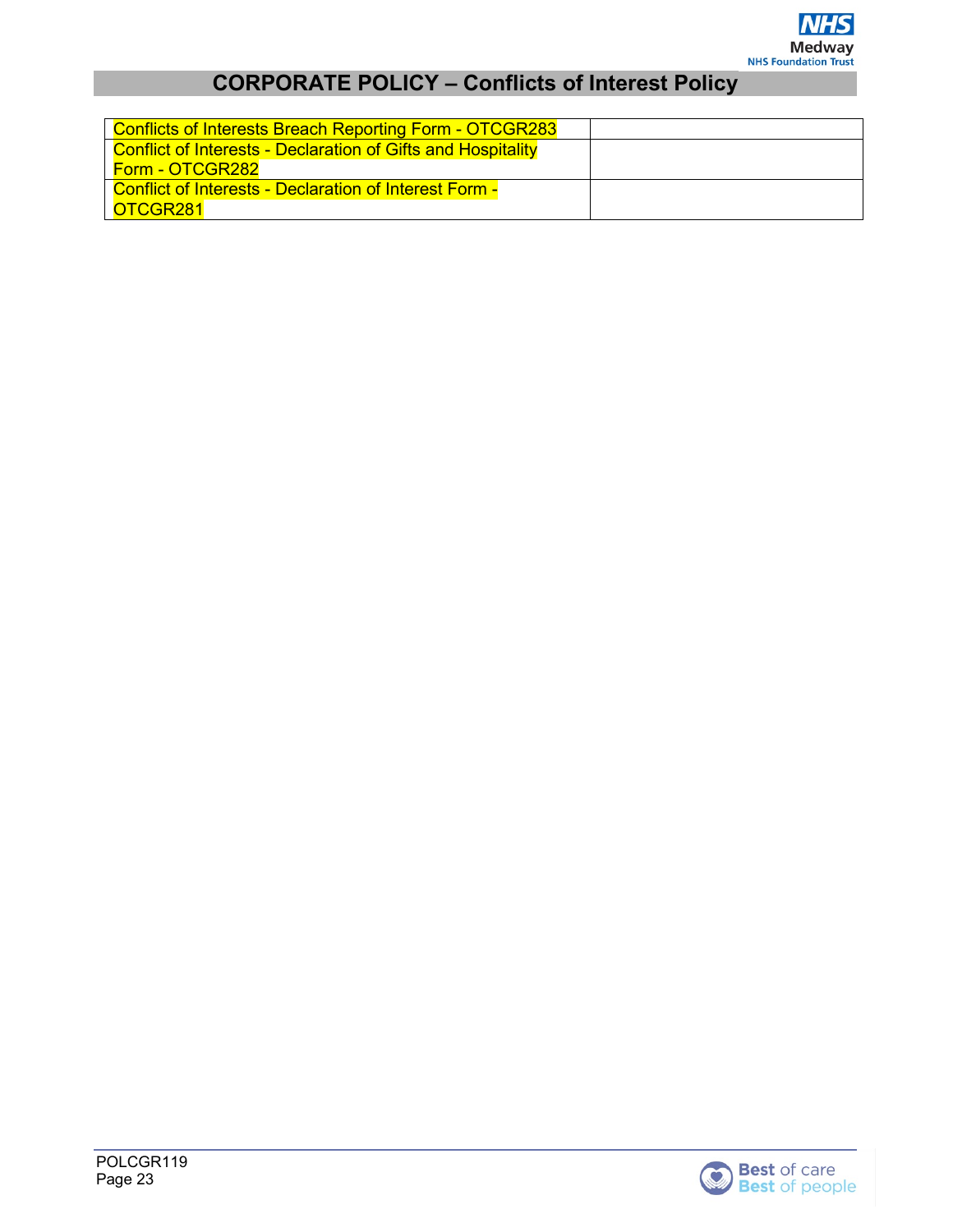| | |
|---|---|
| Conflicts of Interests Breach Reporting Form - OTCGR283 | |
| Conflict of Interests - Declaration of Gifts and Hospitality Form - OTCGR282 | |
| Conflict of Interests - Declaration of Interest Form - OTCGR281 | |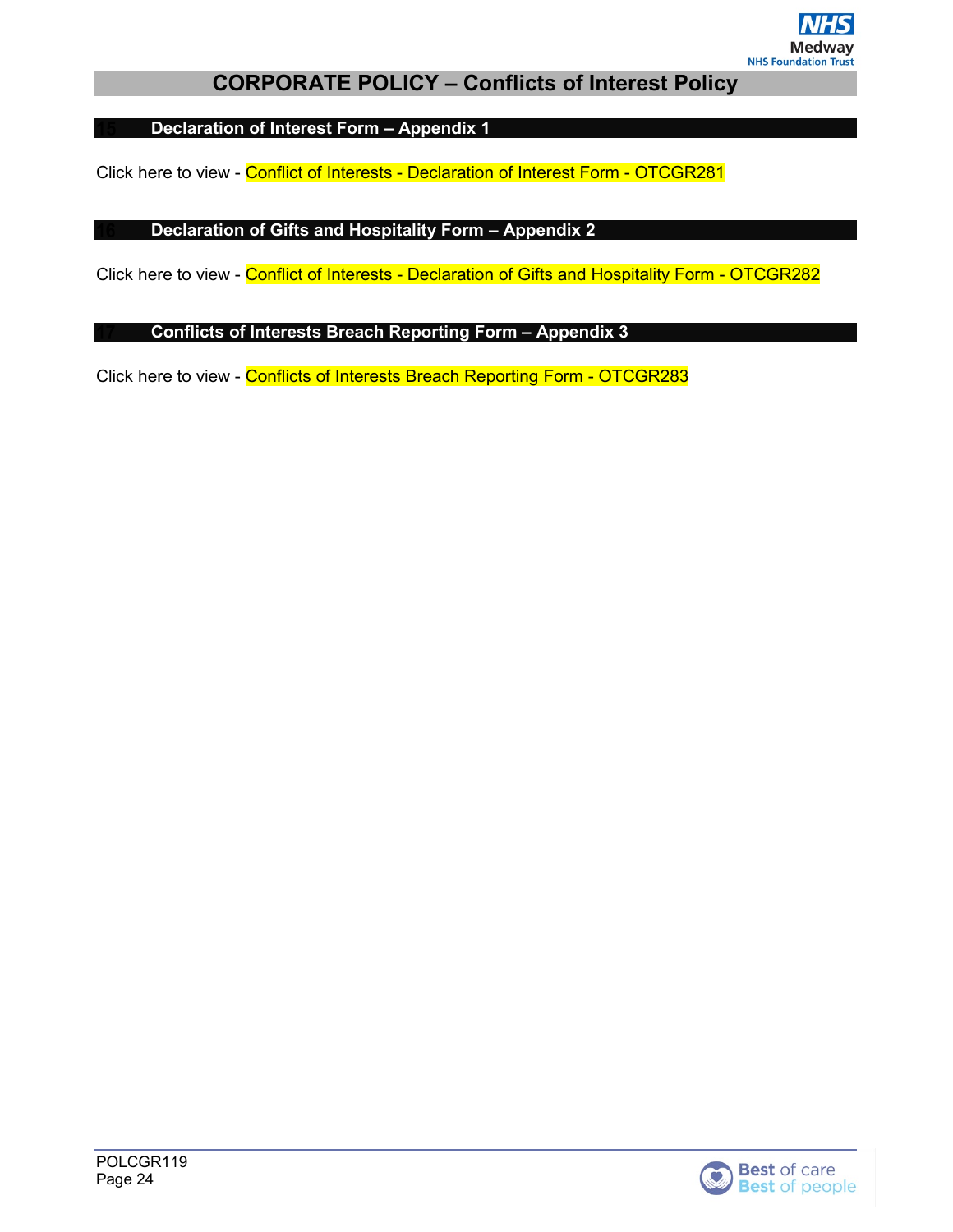## 15 Declaration of Interest Form – Appendix 1

Click here to view - Conflict of Interests - Declaration of Interest Form - OTCGR281

## 16 Declaration of Gifts and Hospitality Form – Appendix 2

Click here to view - Conflict of Interests - Declaration of Gifts and Hospitality Form - OTCGR282

## 17 Conflicts of Interests Breach Reporting Form – Appendix 3

Click here to view - Conflicts of Interests Breach Reporting Form - OTCGR283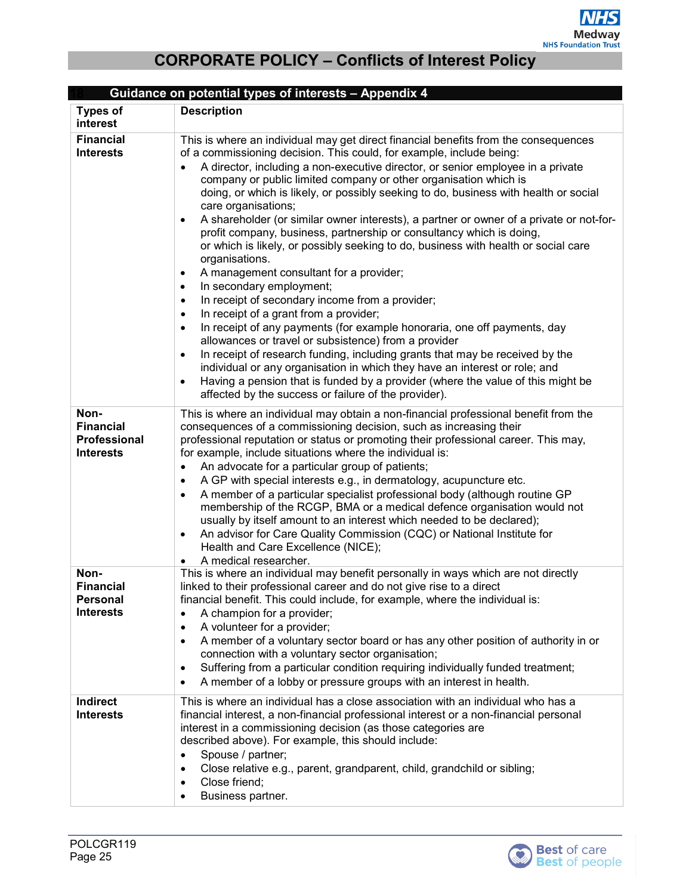## 18 Guidance on potential types of interests – Appendix 4

| Types of interest | Description |
|---|---|
| **Financial Interests** | This is where an individual may get direct financial benefits from the consequences of a commissioning decision. This could, for example, include being: <br>• A director, including a non-executive director, or senior employee in a private company or public limited company or other organisation which is doing, or which is likely, or possibly seeking to do, business with health or social care organisations; <br>• A shareholder (or similar owner interests), a partner or owner of a private or not-for-profit company, business, partnership or consultancy which is doing, or which is likely, or possibly seeking to do, business with health or social care organisations. <br>• A management consultant for a provider; <br>• In secondary employment; <br>• In receipt of secondary income from a provider; <br>• In receipt of a grant from a provider; <br>• In receipt of any payments (for example honoraria, one off payments, day allowances or travel or subsistence) from a provider <br>• In receipt of research funding, including grants that may be received by the individual or any organisation in which they have an interest or role; and <br>• Having a pension that is funded by a provider (where the value of this might be affected by the success or failure of the provider). |
| **Non-Financial Professional Interests** | This is where an individual may obtain a non-financial professional benefit from the consequences of a commissioning decision, such as increasing their professional reputation or status or promoting their professional career. This may, for example, include situations where the individual is: <br>• An advocate for a particular group of patients; <br>• A GP with special interests e.g., in dermatology, acupuncture etc. <br>• A member of a particular specialist professional body (although routine GP membership of the RCGP, BMA or a medical defence organisation would not usually by itself amount to an interest which needed to be declared); <br>• An advisor for Care Quality Commission (CQC) or National Institute for Health and Care Excellence (NICE); <br>• A medical researcher. |
| **Non-Financial Personal Interests** | This is where an individual may benefit personally in ways which are not directly linked to their professional career and do not give rise to a direct financial benefit. This could include, for example, where the individual is: <br>• A champion for a provider; <br>• A volunteer for a provider; <br>• A member of a voluntary sector board or has any other position of authority in or connection with a voluntary sector organisation; <br>• Suffering from a particular condition requiring individually funded treatment; <br>• A member of a lobby or pressure groups with an interest in health. |
| **Indirect Interests** | This is where an individual has a close association with an individual who has a financial interest, a non-financial professional interest or a non-financial personal interest in a commissioning decision (as those categories are described above). For example, this should include: <br>• Spouse / partner; <br>• Close relative e.g., parent, grandparent, child, grandchild or sibling; <br>• Close friend; <br>• Business partner. |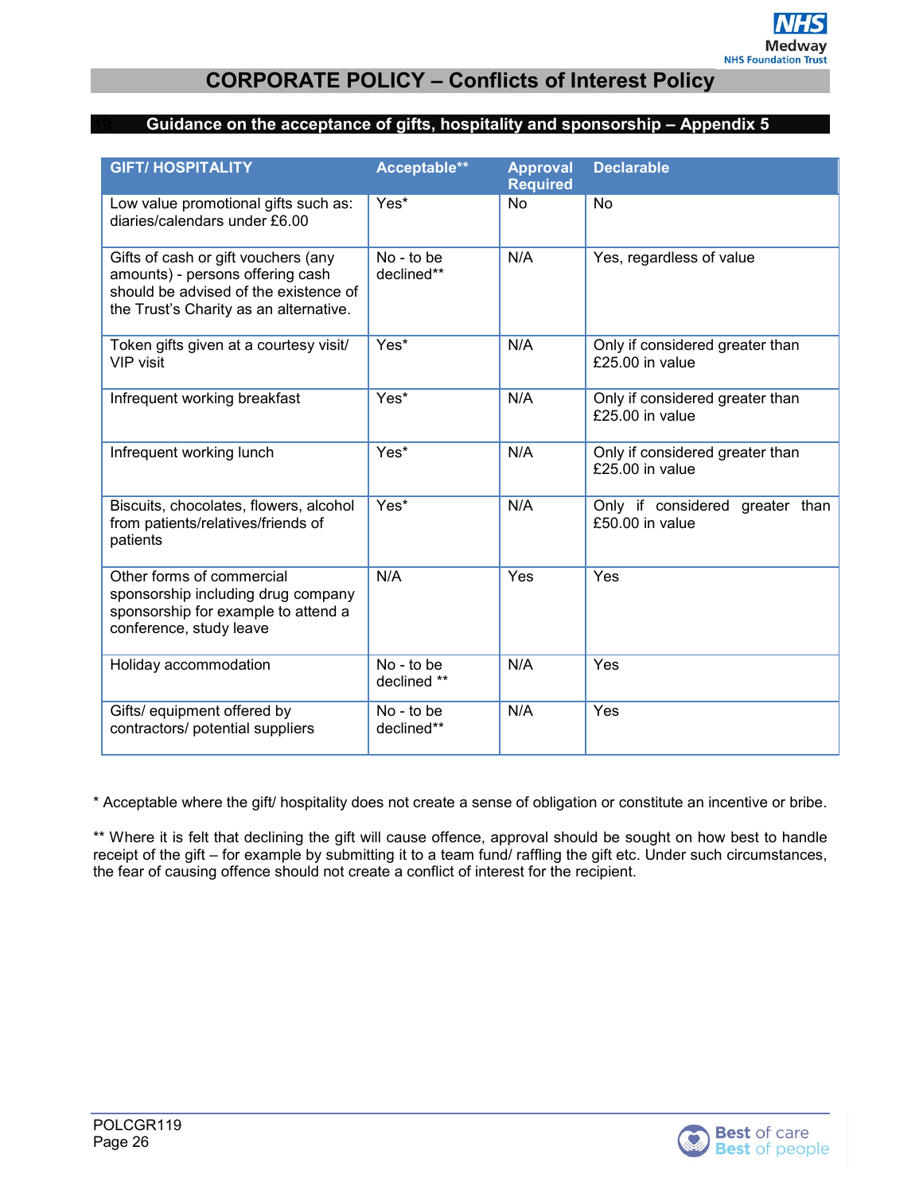## Guidance on the acceptance of gifts, hospitality and sponsorship – Appendix 5

| GIFT/ HOSPITALITY | Acceptable** | Approval Required | Declarable |
|---|---|---|---|
| Low value promotional gifts such as: diaries/calendars under £6.00 | Yes* | No | No |
| Gifts of cash or gift vouchers (any amounts) - persons offering cash should be advised of the existence of the Trust's Charity as an alternative. | No - to be declined** | N/A | Yes, regardless of value |
| Token gifts given at a courtesy visit/ VIP visit | Yes* | N/A | Only if considered greater than £25.00 in value |
| Infrequent working breakfast | Yes* | N/A | Only if considered greater than £25.00 in value |
| Infrequent working lunch | Yes* | N/A | Only if considered greater than £25.00 in value |
| Biscuits, chocolates, flowers, alcohol from patients/relatives/friends of patients | Yes* | N/A | Only if considered greater than £50.00 in value |
| Other forms of commercial sponsorship including drug company sponsorship for example to attend a conference, study leave | N/A | Yes | Yes |
| Holiday accommodation | No - to be declined ** | N/A | Yes |
| Gifts/ equipment offered by contractors/ potential suppliers | No - to be declined** | N/A | Yes |

* Acceptable where the gift/ hospitality does not create a sense of obligation or constitute an incentive or bribe.

** Where it is felt that declining the gift will cause offence, approval should be sought on how best to handle receipt of the gift – for example by submitting it to a team fund/ raffling the gift etc. Under such circumstances, the fear of causing offence should not create a conflict of interest for the recipient.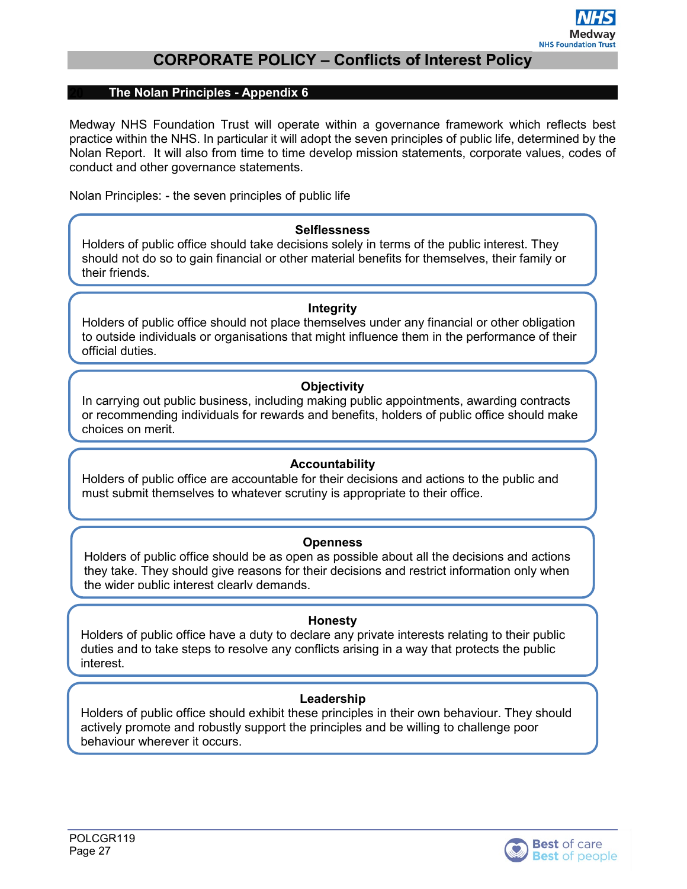## 20 The Nolan Principles - Appendix 6

Medway NHS Foundation Trust will operate within a governance framework which reflects best practice within the NHS. In particular it will adopt the seven principles of public life, determined by the Nolan Report. It will also from time to time develop mission statements, corporate values, codes of conduct and other governance statements.

Nolan Principles: - the seven principles of public life

**Selflessness**

Holders of public office should take decisions solely in terms of the public interest. They should not do so to gain financial or other material benefits for themselves, their family or their friends.

**Integrity**

Holders of public office should not place themselves under any financial or other obligation to outside individuals or organisations that might influence them in the performance of their official duties.

**Objectivity**

In carrying out public business, including making public appointments, awarding contracts or recommending individuals for rewards and benefits, holders of public office should make choices on merit.

**Accountability**

Holders of public office are accountable for their decisions and actions to the public and must submit themselves to whatever scrutiny is appropriate to their office.

**Openness**

Holders of public office should be as open as possible about all the decisions and actions they take. They should give reasons for their decisions and restrict information only when the wider public interest clearly demands.

**Honesty**

Holders of public office have a duty to declare any private interests relating to their public duties and to take steps to resolve any conflicts arising in a way that protects the public interest.

**Leadership**

Holders of public office should exhibit these principles in their own behaviour. They should actively promote and robustly support the principles and be willing to challenge poor behaviour wherever it occurs.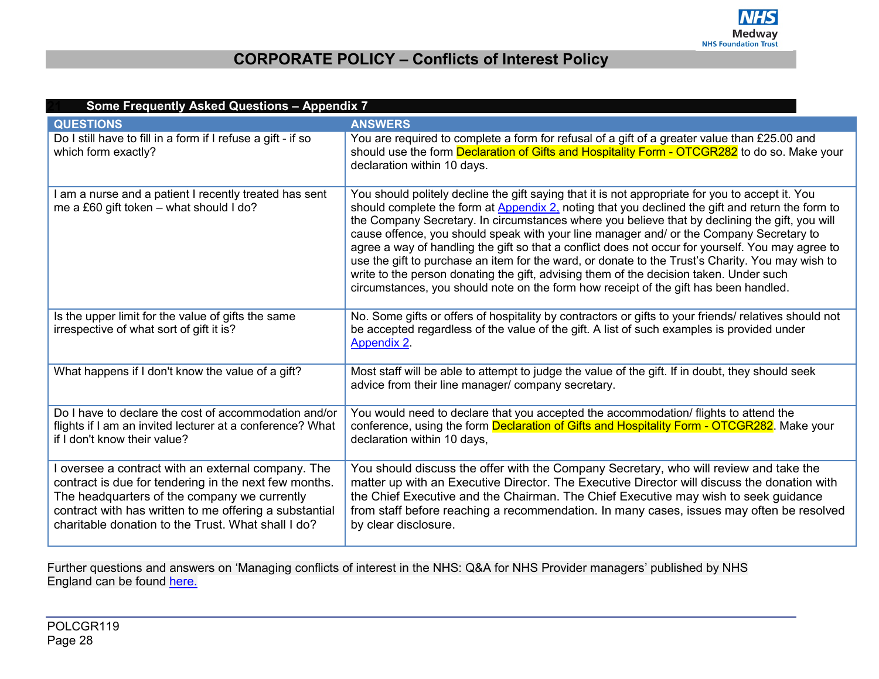## 21 Some Frequently Asked Questions – Appendix 7

| QUESTIONS | ANSWERS |
|---|---|
| Do I still have to fill in a form if I refuse a gift - if so which form exactly? | You are required to complete a form for refusal of a gift of a greater value than £25.00 and should use the form Declaration of Gifts and Hospitality Form - OTCGR282 to do so. Make your declaration within 10 days. |
| I am a nurse and a patient I recently treated has sent me a £60 gift token – what should I do? | You should politely decline the gift saying that it is not appropriate for you to accept it. You should complete the form at Appendix 2, noting that you declined the gift and return the form to the Company Secretary. In circumstances where you believe that by declining the gift, you will cause offence, you should speak with your line manager and/ or the Company Secretary to agree a way of handling the gift so that a conflict does not occur for yourself. You may agree to use the gift to purchase an item for the ward, or donate to the Trust's Charity. You may wish to write to the person donating the gift, advising them of the decision taken. Under such circumstances, you should note on the form how receipt of the gift has been handled. |
| Is the upper limit for the value of gifts the same irrespective of what sort of gift it is? | No. Some gifts or offers of hospitality by contractors or gifts to your friends/ relatives should not be accepted regardless of the value of the gift. A list of such examples is provided under Appendix 2. |
| What happens if I don't know the value of a gift? | Most staff will be able to attempt to judge the value of the gift. If in doubt, they should seek advice from their line manager/ company secretary. |
| Do I have to declare the cost of accommodation and/or flights if I am an invited lecturer at a conference? What if I don't know their value? | You would need to declare that you accepted the accommodation/ flights to attend the conference, using the form Declaration of Gifts and Hospitality Form - OTCGR282. Make your declaration within 10 days, |
| I oversee a contract with an external company. The contract is due for tendering in the next few months. The headquarters of the company we currently contract with has written to me offering a substantial charitable donation to the Trust. What shall I do? | You should discuss the offer with the Company Secretary, who will review and take the matter up with an Executive Director. The Executive Director will discuss the donation with the Chief Executive and the Chairman. The Chief Executive may wish to seek guidance from staff before reaching a recommendation. In many cases, issues may often be resolved by clear disclosure. |

Further questions and answers on 'Managing conflicts of interest in the NHS: Q&A for NHS Provider managers' published by NHS England can be found here.